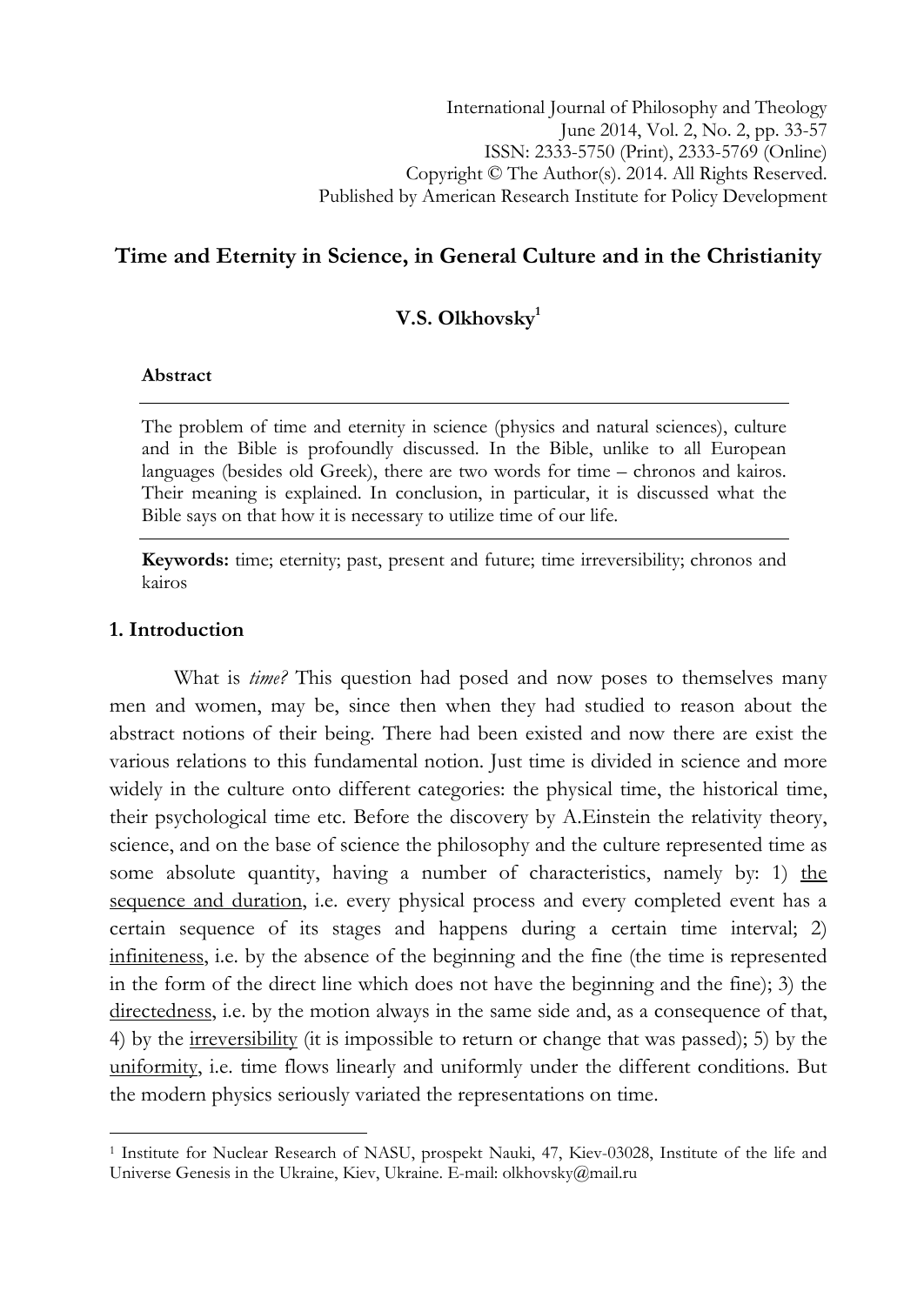International Journal of Philosophy and Theology
June 2014, Vol. 2, No. 2, pp. 33-57
ISSN: 2333-5750 (Print), 2333-5769 (Online)
Copyright © The Author(s). 2014. All Rights Reserved.
Published by American Research Institute for Policy Development

# Time and Eternity in Science, in General Culture and in the Christianity

**V.S. Olkhovsky**[1]

**Abstract**

The problem of time and eternity in science (physics and natural sciences), culture and in the Bible is profoundly discussed. In the Bible, unlike to all European languages (besides old Greek), there are two words for time – chronos and kairos. Their meaning is explained. In conclusion, in particular, it is discussed what the Bible says on that how it is necessary to utilize time of our life.

**Keywords:** time; eternity; past, present and future; time irreversibility; chronos and kairos

## 1. Introduction

What is *time?* This question had posed and now poses to themselves many men and women, may be, since then when they had studied to reason about the abstract notions of their being. There had been existed and now there are exist the various relations to this fundamental notion. Just time is divided in science and more widely in the culture onto different categories: the physical time, the historical time, their psychological time etc. Before the discovery by A.Einstein the relativity theory, science, and on the base of science the philosophy and the culture represented time as some absolute quantity, having a number of characteristics, namely by: 1) <u>the sequence and duration</u>, i.e. every physical process and every completed event has a certain sequence of its stages and happens during a certain time interval; 2) <u>infiniteness</u>, i.e. by the absence of the beginning and the fine (the time is represented in the form of the direct line which does not have the beginning and the fine); 3) the <u>directedness</u>, i.e. by the motion always in the same side and, as a consequence of that, 4) by the <u>irreversibility</u> (it is impossible to return or change that was passed); 5) by the <u>uniformity</u>, i.e. time flows linearly and uniformly under the different conditions. But the modern physics seriously variated the representations on time.

[1] Institute for Nuclear Research of NASU, prospekt Nauki, 47, Kiev-03028, Institute of the life and Universe Genesis in the Ukraine, Kiev, Ukraine. E-mail: olkhovsky@mail.ru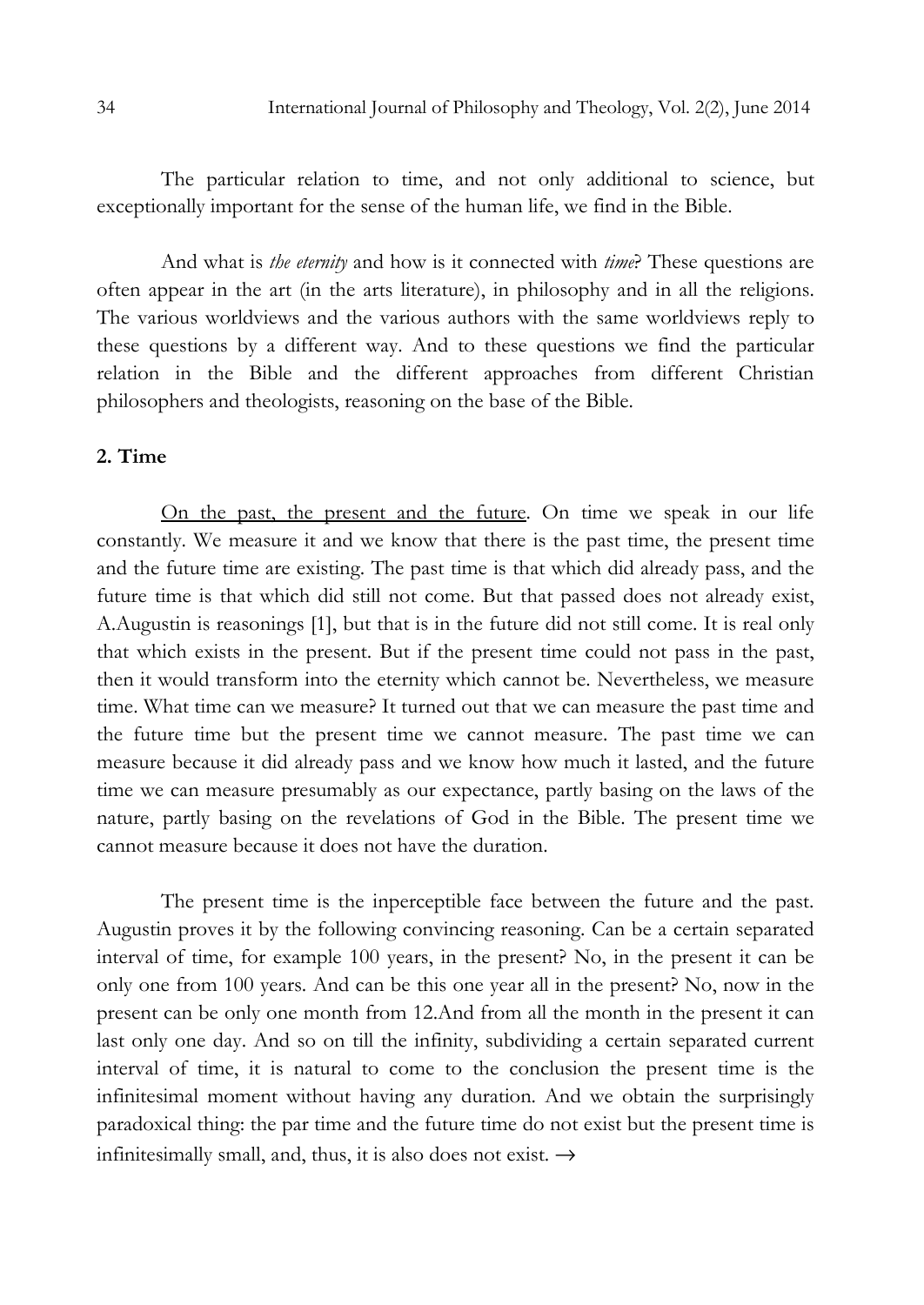The particular relation to time, and not only additional to science, but exceptionally important for the sense of the human life, we find in the Bible.

And what is *the eternity* and how is it connected with *time*? These questions are often appear in the art (in the arts literature), in philosophy and in all the religions. The various worldviews and the various authors with the same worldviews reply to these questions by a different way. And to these questions we find the particular relation in the Bible and the different approaches from different Christian philosophers and theologists, reasoning on the base of the Bible.

## 2. Time

<u>On the past, the present and the future</u>. On time we speak in our life constantly. We measure it and we know that there is the past time, the present time and the future time are existing. The past time is that which did already pass, and the future time is that which did still not come. But that passed does not already exist, A.Augustin is reasonings [1], but that is in the future did not still come. It is real only that which exists in the present. But if the present time could not pass in the past, then it would transform into the eternity which cannot be. Nevertheless, we measure time. What time can we measure? It turned out that we can measure the past time and the future time but the present time we cannot measure. The past time we can measure because it did already pass and we know how much it lasted, and the future time we can measure presumably as our expectance, partly basing on the laws of the nature, partly basing on the revelations of God in the Bible. The present time we cannot measure because it does not have the duration.

The present time is the inperceptible face between the future and the past. Augustin proves it by the following convincing reasoning. Can be a certain separated interval of time, for example 100 years, in the present? No, in the present it can be only one from 100 years. And can be this one year all in the present? No, now in the present can be only one month from 12.And from all the month in the present it can last only one day. And so on till the infinity, subdividing a certain separated current interval of time, it is natural to come to the conclusion the present time is the infinitesimal moment without having any duration. And we obtain the surprisingly paradoxical thing: the par time and the future time do not exist but the present time is infinitesimally small, and, thus, it is also does not exist. →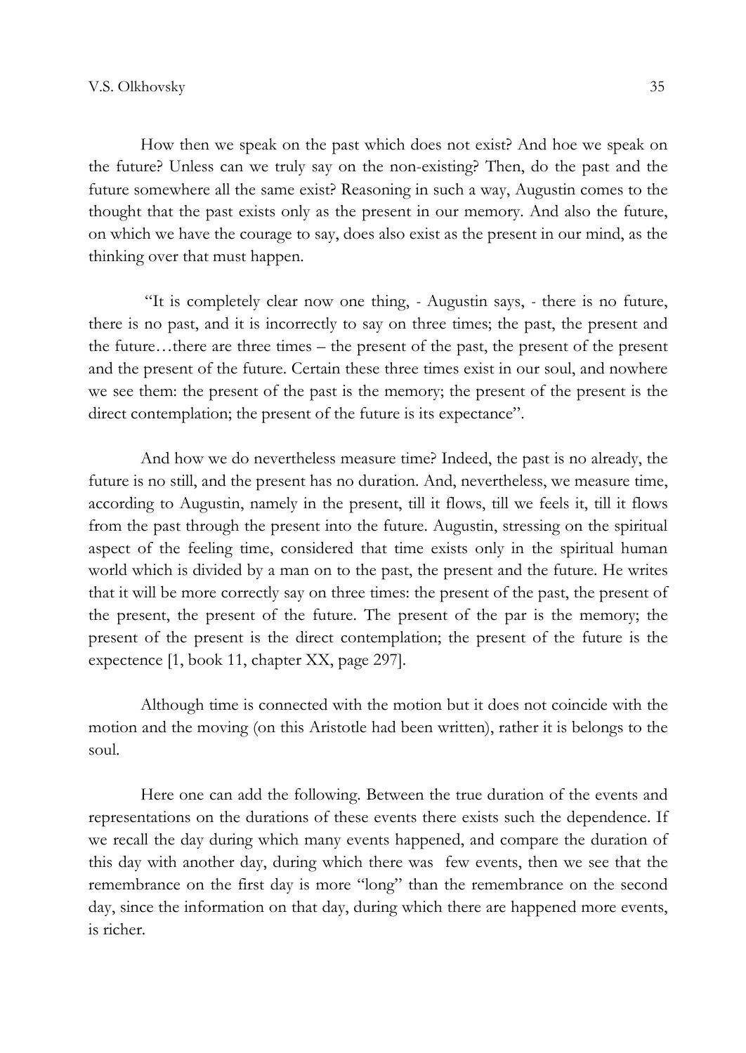How then we speak on the past which does not exist? And hoe we speak on the future? Unless can we truly say on the non-existing? Then, do the past and the future somewhere all the same exist? Reasoning in such a way, Augustin comes to the thought that the past exists only as the present in our memory. And also the future, on which we have the courage to say, does also exist as the present in our mind, as the thinking over that must happen.

"It is completely clear now one thing, - Augustin says, - there is no future, there is no past, and it is incorrectly to say on three times; the past, the present and the future…there are three times – the present of the past, the present of the present and the present of the future. Certain these three times exist in our soul, and nowhere we see them: the present of the past is the memory; the present of the present is the direct contemplation; the present of the future is its expectance".

And how we do nevertheless measure time? Indeed, the past is no already, the future is no still, and the present has no duration. And, nevertheless, we measure time, according to Augustin, namely in the present, till it flows, till we feels it, till it flows from the past through the present into the future. Augustin, stressing on the spiritual aspect of the feeling time, considered that time exists only in the spiritual human world which is divided by a man on to the past, the present and the future. He writes that it will be more correctly say on three times: the present of the past, the present of the present, the present of the future. The present of the par is the memory; the present of the present is the direct contemplation; the present of the future is the expectence [1, book 11, chapter XX, page 297].

Although time is connected with the motion but it does not coincide with the motion and the moving (on this Aristotle had been written), rather it is belongs to the soul.

Here one can add the following. Between the true duration of the events and representations on the durations of these events there exists such the dependence. If we recall the day during which many events happened, and compare the duration of this day with another day, during which there was few events, then we see that the remembrance on the first day is more "long" than the remembrance on the second day, since the information on that day, during which there are happened more events, is richer.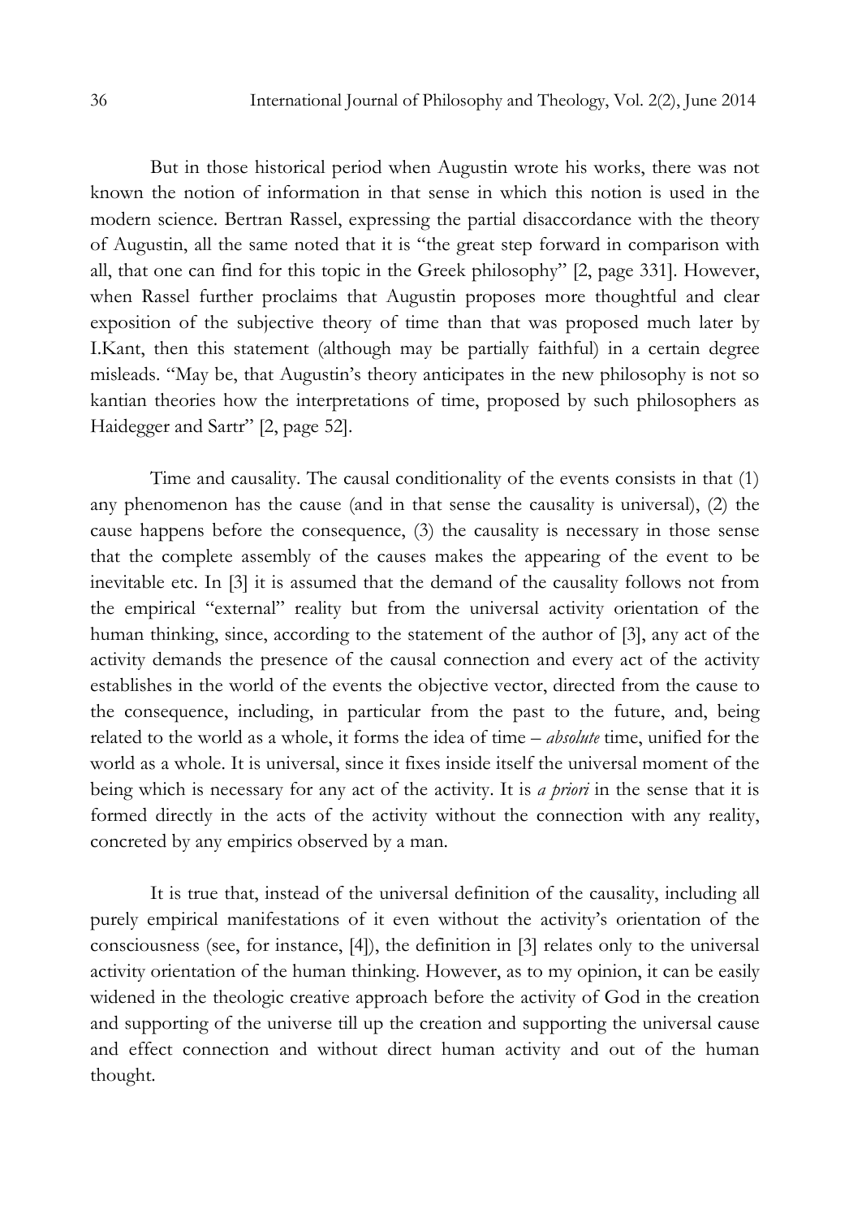But in those historical period when Augustin wrote his works, there was not known the notion of information in that sense in which this notion is used in the modern science. Bertran Rassel, expressing the partial disaccordance with the theory of Augustin, all the same noted that it is "the great step forward in comparison with all, that one can find for this topic in the Greek philosophy" [2, page 331]. However, when Rassel further proclaims that Augustin proposes more thoughtful and clear exposition of the subjective theory of time than that was proposed much later by I.Kant, then this statement (although may be partially faithful) in a certain degree misleads. "May be, that Augustin's theory anticipates in the new philosophy is not so kantian theories how the interpretations of time, proposed by such philosophers as Haidegger and Sartr" [2, page 52].

Time and causality. The causal conditionality of the events consists in that (1) any phenomenon has the cause (and in that sense the causality is universal), (2) the cause happens before the consequence, (3) the causality is necessary in those sense that the complete assembly of the causes makes the appearing of the event to be inevitable etc. In [3] it is assumed that the demand of the causality follows not from the empirical "external" reality but from the universal activity orientation of the human thinking, since, according to the statement of the author of [3], any act of the activity demands the presence of the causal connection and every act of the activity establishes in the world of the events the objective vector, directed from the cause to the consequence, including, in particular from the past to the future, and, being related to the world as a whole, it forms the idea of time – *absolute* time, unified for the world as a whole. It is universal, since it fixes inside itself the universal moment of the being which is necessary for any act of the activity. It is *a priori* in the sense that it is formed directly in the acts of the activity without the connection with any reality, concreted by any empirics observed by a man.

It is true that, instead of the universal definition of the causality, including all purely empirical manifestations of it even without the activity's orientation of the consciousness (see, for instance, [4]), the definition in [3] relates only to the universal activity orientation of the human thinking. However, as to my opinion, it can be easily widened in the theologic creative approach before the activity of God in the creation and supporting of the universe till up the creation and supporting the universal cause and effect connection and without direct human activity and out of the human thought.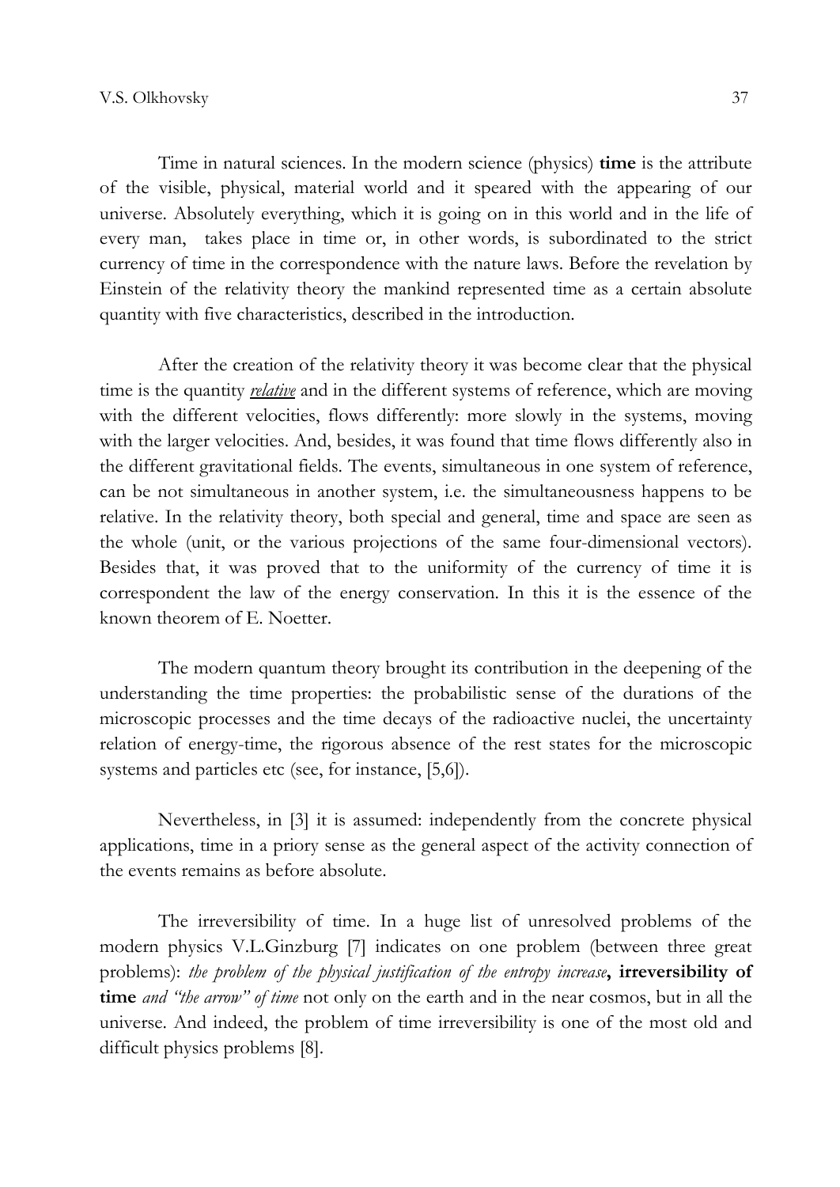Time in natural sciences. In the modern science (physics) **time** is the attribute of the visible, physical, material world and it speared with the appearing of our universe. Absolutely everything, which it is going on in this world and in the life of every man, takes place in time or, in other words, is subordinated to the strict currency of time in the correspondence with the nature laws. Before the revelation by Einstein of the relativity theory the mankind represented time as a certain absolute quantity with five characteristics, described in the introduction.

After the creation of the relativity theory it was become clear that the physical time is the quantity ***relative*** and in the different systems of reference, which are moving with the different velocities, flows differently: more slowly in the systems, moving with the larger velocities. And, besides, it was found that time flows differently also in the different gravitational fields. The events, simultaneous in one system of reference, can be not simultaneous in another system, i.e. the simultaneousness happens to be relative. In the relativity theory, both special and general, time and space are seen as the whole (unit, or the various projections of the same four-dimensional vectors). Besides that, it was proved that to the uniformity of the currency of time it is correspondent the law of the energy conservation. In this it is the essence of the known theorem of E. Noetter.

The modern quantum theory brought its contribution in the deepening of the understanding the time properties: the probabilistic sense of the durations of the microscopic processes and the time decays of the radioactive nuclei, the uncertainty relation of energy-time, the rigorous absence of the rest states for the microscopic systems and particles etc (see, for instance, [5,6]).

Nevertheless, in [3] it is assumed: independently from the concrete physical applications, time in a priory sense as the general aspect of the activity connection of the events remains as before absolute.

The irreversibility of time. In a huge list of unresolved problems of the modern physics V.L.Ginzburg [7] indicates on one problem (between three great problems): *the problem of the physical justification of the entropy increase*, **irreversibility of time** *and "the arrow" of time* not only on the earth and in the near cosmos, but in all the universe. And indeed, the problem of time irreversibility is one of the most old and difficult physics problems [8].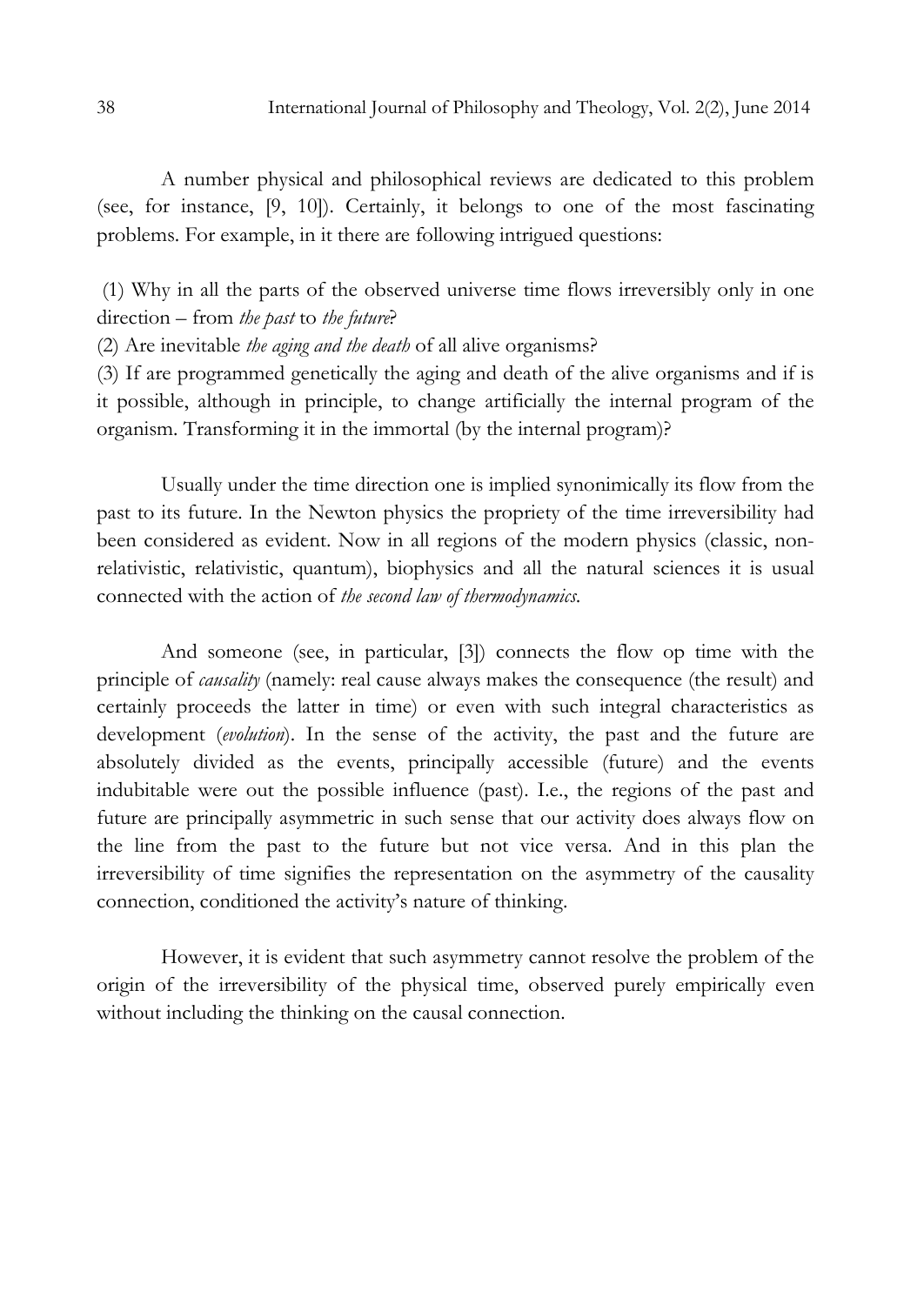A number physical and philosophical reviews are dedicated to this problem (see, for instance, [9, 10]). Certainly, it belongs to one of the most fascinating problems. For example, in it there are following intrigued questions:

(1) Why in all the parts of the observed universe time flows irreversibly only in one direction – from *the past* to *the future*?
(2) Are inevitable *the aging and the death* of all alive organisms?
(3) If are programmed genetically the aging and death of the alive organisms and if is it possible, although in principle, to change artificially the internal program of the organism. Transforming it in the immortal (by the internal program)?

Usually under the time direction one is implied synonimically its flow from the past to its future. In the Newton physics the propriety of the time irreversibility had been considered as evident. Now in all regions of the modern physics (classic, non-relativistic, relativistic, quantum), biophysics and all the natural sciences it is usual connected with the action of *the second law of thermodynamics*.

And someone (see, in particular, [3]) connects the flow op time with the principle of *causality* (namely: real cause always makes the consequence (the result) and certainly proceeds the latter in time) or even with such integral characteristics as development (*evolution*). In the sense of the activity, the past and the future are absolutely divided as the events, principally accessible (future) and the events indubitable were out the possible influence (past). I.e., the regions of the past and future are principally asymmetric in such sense that our activity does always flow on the line from the past to the future but not vice versa. And in this plan the irreversibility of time signifies the representation on the asymmetry of the causality connection, conditioned the activity's nature of thinking.

However, it is evident that such asymmetry cannot resolve the problem of the origin of the irreversibility of the physical time, observed purely empirically even without including the thinking on the causal connection.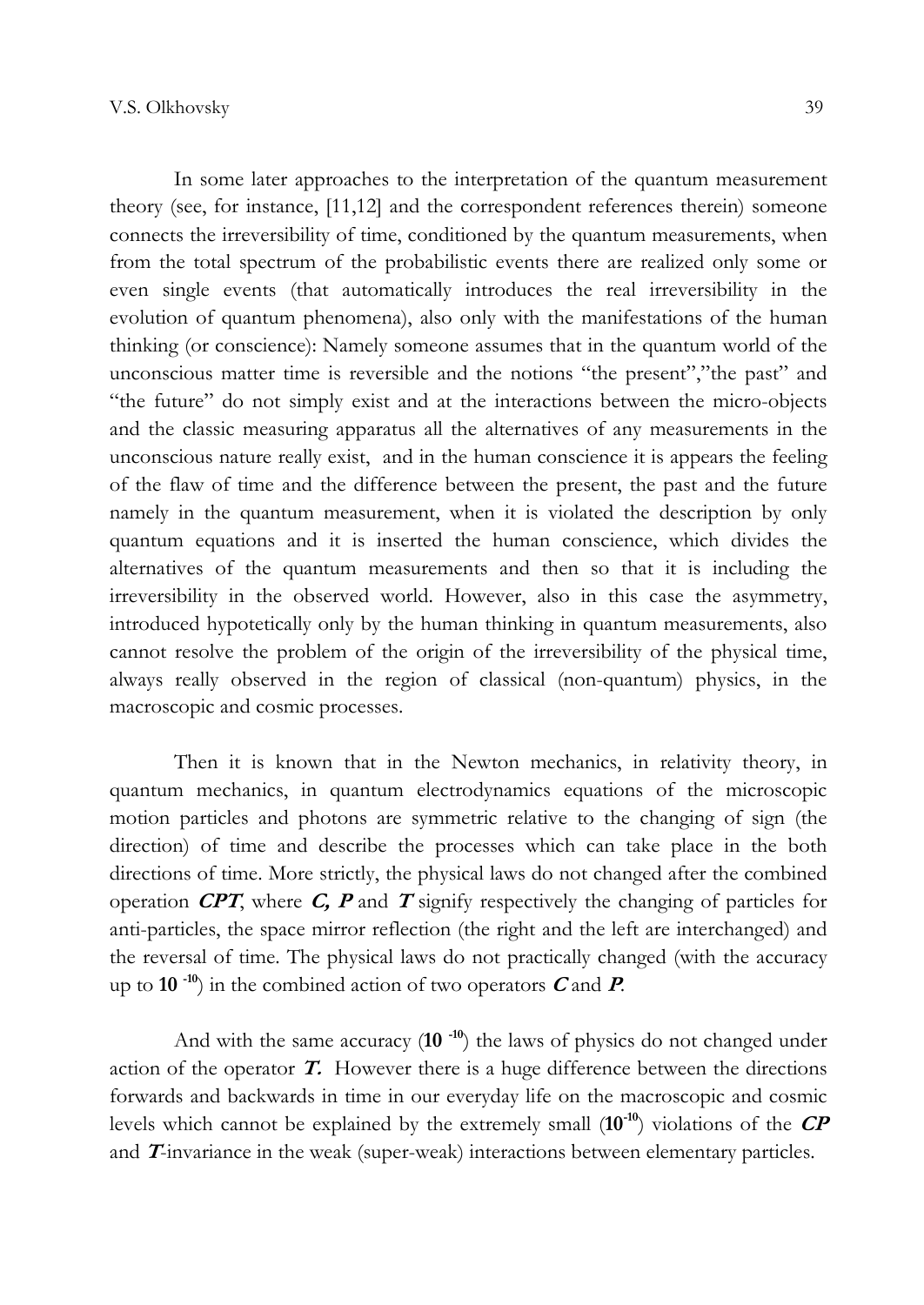In some later approaches to the interpretation of the quantum measurement theory (see, for instance, [11,12] and the correspondent references therein) someone connects the irreversibility of time, conditioned by the quantum measurements, when from the total spectrum of the probabilistic events there are realized only some or even single events (that automatically introduces the real irreversibility in the evolution of quantum phenomena), also only with the manifestations of the human thinking (or conscience): Namely someone assumes that in the quantum world of the unconscious matter time is reversible and the notions "the present","the past" and "the future" do not simply exist and at the interactions between the micro-objects and the classic measuring apparatus all the alternatives of any measurements in the unconscious nature really exist, and in the human conscience it is appears the feeling of the flaw of time and the difference between the present, the past and the future namely in the quantum measurement, when it is violated the description by only quantum equations and it is inserted the human conscience, which divides the alternatives of the quantum measurements and then so that it is including the irreversibility in the observed world. However, also in this case the asymmetry, introduced hypotetically only by the human thinking in quantum measurements, also cannot resolve the problem of the origin of the irreversibility of the physical time, always really observed in the region of classical (non-quantum) physics, in the macroscopic and cosmic processes.

Then it is known that in the Newton mechanics, in relativity theory, in quantum mechanics, in quantum electrodynamics equations of the microscopic motion particles and photons are symmetric relative to the changing of sign (the direction) of time and describe the processes which can take place in the both directions of time. More strictly, the physical laws do not changed after the combined operation ***CPT***, where ***C, P*** and ***T*** signify respectively the changing of particles for anti-particles, the space mirror reflection (the right and the left are interchanged) and the reversal of time. The physical laws do not practically changed (with the accuracy up to $\mathbf{10^{-10}}$) in the combined action of two operators ***C*** and ***P***.

And with the same accuracy ($\mathbf{10^{-10}}$) the laws of physics do not changed under action of the operator ***T***. However there is a huge difference between the directions forwards and backwards in time in our everyday life on the macroscopic and cosmic levels which cannot be explained by the extremely small ($\mathbf{10^{-10}}$) violations of the ***CP*** and ***T***-invariance in the weak (super-weak) interactions between elementary particles.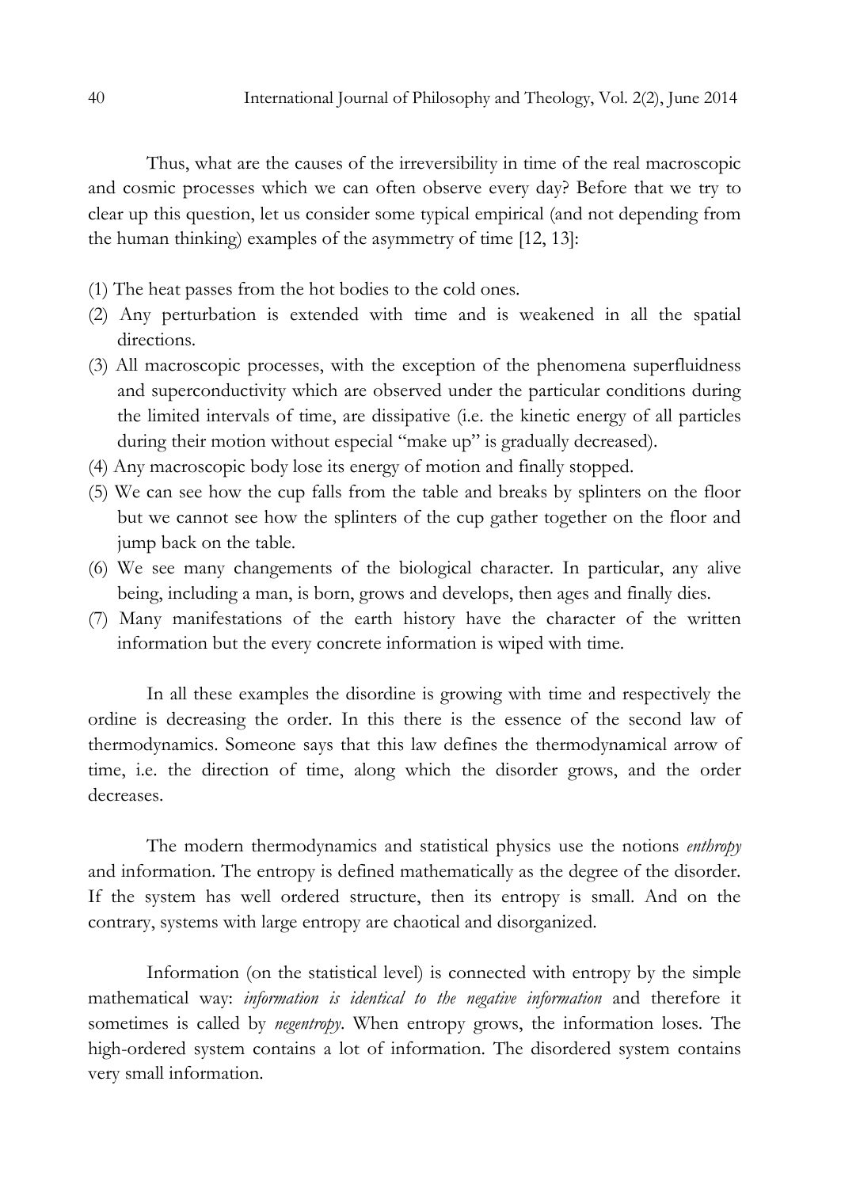Thus, what are the causes of the irreversibility in time of the real macroscopic and cosmic processes which we can often observe every day? Before that we try to clear up this question, let us consider some typical empirical (and not depending from the human thinking) examples of the asymmetry of time [12, 13]:

(1) The heat passes from the hot bodies to the cold ones.
(2) Any perturbation is extended with time and is weakened in all the spatial directions.
(3) All macroscopic processes, with the exception of the phenomena superfluidness and superconductivity which are observed under the particular conditions during the limited intervals of time, are dissipative (i.e. the kinetic energy of all particles during their motion without especial "make up" is gradually decreased).
(4) Any macroscopic body lose its energy of motion and finally stopped.
(5) We can see how the cup falls from the table and breaks by splinters on the floor but we cannot see how the splinters of the cup gather together on the floor and jump back on the table.
(6) We see many changements of the biological character. In particular, any alive being, including a man, is born, grows and develops, then ages and finally dies.
(7) Many manifestations of the earth history have the character of the written information but the every concrete information is wiped with time.

In all these examples the disordine is growing with time and respectively the ordine is decreasing the order. In this there is the essence of the second law of thermodynamics. Someone says that this law defines the thermodynamical arrow of time, i.e. the direction of time, along which the disorder grows, and the order decreases.

The modern thermodynamics and statistical physics use the notions *enthropy* and information. The entropy is defined mathematically as the degree of the disorder. If the system has well ordered structure, then its entropy is small. And on the contrary, systems with large entropy are chaotical and disorganized.

Information (on the statistical level) is connected with entropy by the simple mathematical way: *information is identical to the negative information* and therefore it sometimes is called by *negentropy*. When entropy grows, the information loses. The high-ordered system contains a lot of information. The disordered system contains very small information.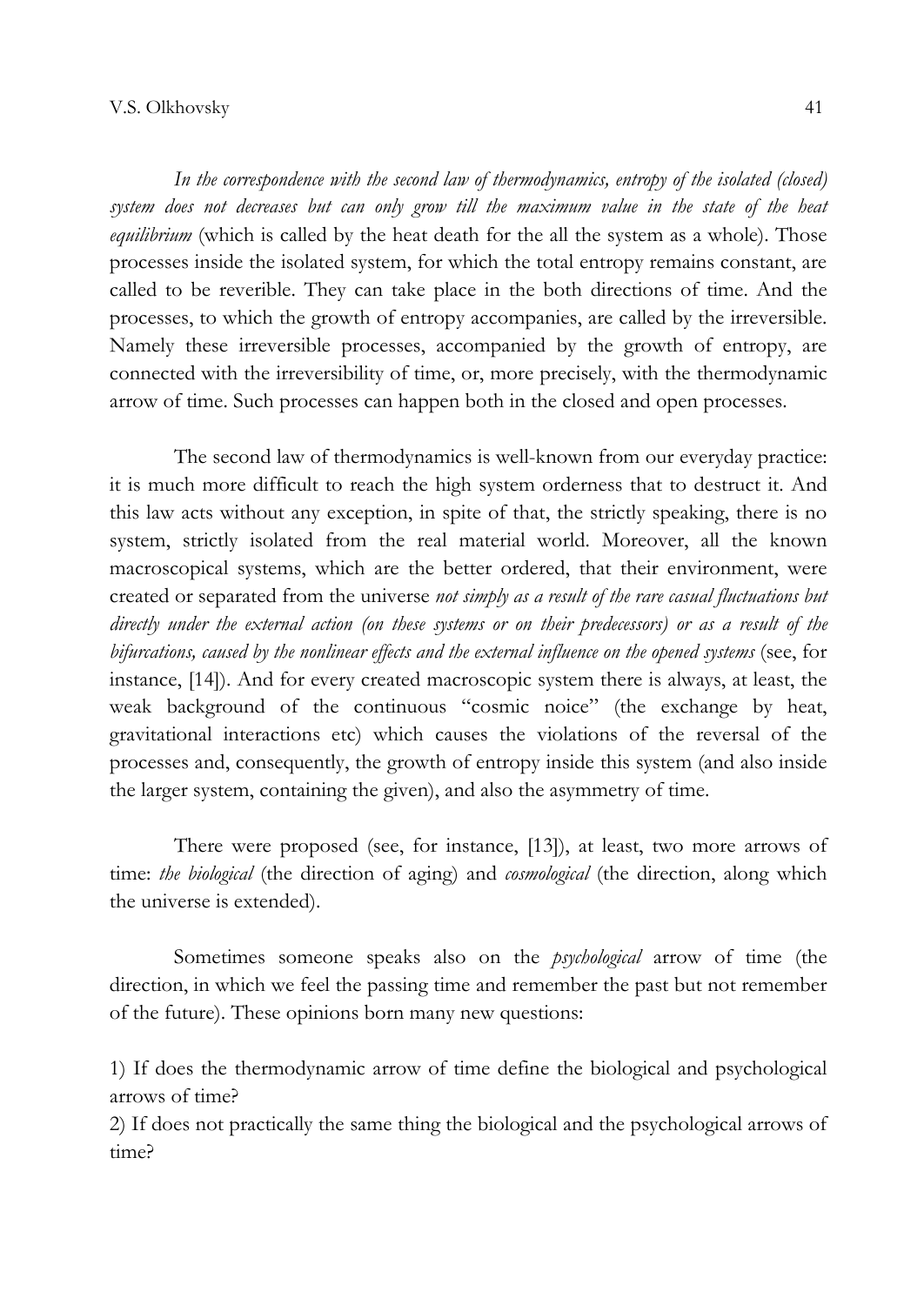*In the correspondence with the second law of thermodynamics, entropy of the isolated (closed) system does not decreases but can only grow till the maximum value in the state of the heat equilibrium* (which is called by the heat death for the all the system as a whole). Those processes inside the isolated system, for which the total entropy remains constant, are called to be reverible. They can take place in the both directions of time. And the processes, to which the growth of entropy accompanies, are called by the irreversible. Namely these irreversible processes, accompanied by the growth of entropy, are connected with the irreversibility of time, or, more precisely, with the thermodynamic arrow of time. Such processes can happen both in the closed and open processes.

The second law of thermodynamics is well-known from our everyday practice: it is much more difficult to reach the high system orderness that to destruct it. And this law acts without any exception, in spite of that, the strictly speaking, there is no system, strictly isolated from the real material world. Moreover, all the known macroscopical systems, which are the better ordered, that their environment, were created or separated from the universe *not simply as a result of the rare casual fluctuations but directly under the external action (on these systems or on their predecessors) or as a result of the bifurcations, caused by the nonlinear effects and the external influence on the opened systems* (see, for instance, [14]). And for every created macroscopic system there is always, at least, the weak background of the continuous "cosmic noice" (the exchange by heat, gravitational interactions etc) which causes the violations of the reversal of the processes and, consequently, the growth of entropy inside this system (and also inside the larger system, containing the given), and also the asymmetry of time.

There were proposed (see, for instance, [13]), at least, two more arrows of time: *the biological* (the direction of aging) and *cosmological* (the direction, along which the universe is extended).

Sometimes someone speaks also on the *psychological* arrow of time (the direction, in which we feel the passing time and remember the past but not remember of the future). These opinions born many new questions:

1) If does the thermodynamic arrow of time define the biological and psychological arrows of time?
2) If does not practically the same thing the biological and the psychological arrows of time?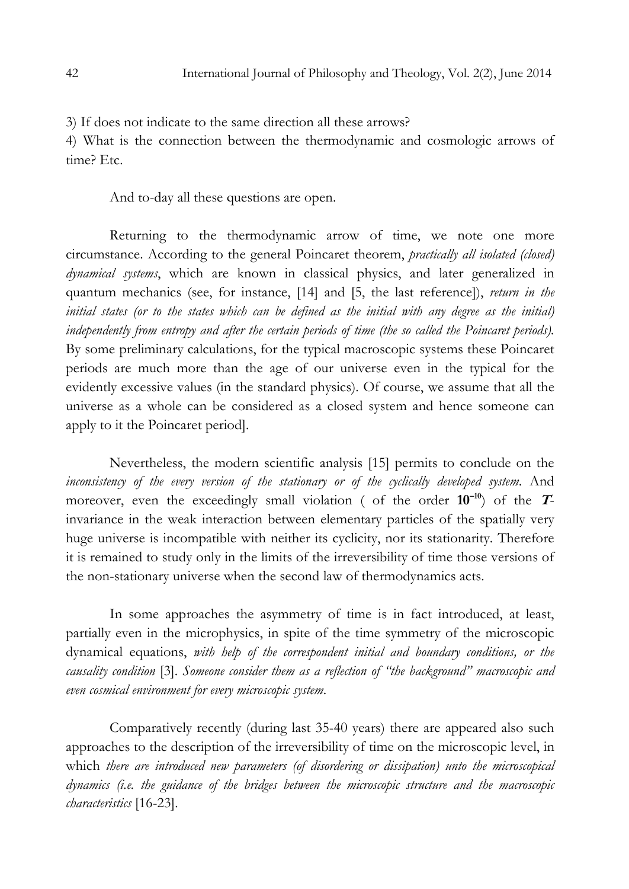3) If does not indicate to the same direction all these arrows?

4) What is the connection between the thermodynamic and cosmologic arrows of time? Etc.

And to-day all these questions are open.

Returning to the thermodynamic arrow of time, we note one more circumstance. According to the general Poincaret theorem, *practically all isolated (closed) dynamical systems*, which are known in classical physics, and later generalized in quantum mechanics (see, for instance, [14] and [5, the last reference]), *return in the initial states (or to the states which can be defined as the initial with any degree as the initial) independently from entropy and after the certain periods of time (the so called the Poincaret periods).* By some preliminary calculations, for the typical macroscopic systems these Poincaret periods are much more than the age of our universe even in the typical for the evidently excessive values (in the standard physics). Of course, we assume that all the universe as a whole can be considered as a closed system and hence someone can apply to it the Poincaret period].

Nevertheless, the modern scientific analysis [15] permits to conclude on the *inconsistency of the every version of the stationary or of the cyclically developed system*. And moreover, even the exceedingly small violation ( of the order $10^{-10}$) of the $T$-invariance in the weak interaction between elementary particles of the spatially very huge universe is incompatible with neither its cyclicity, nor its stationarity. Therefore it is remained to study only in the limits of the irreversibility of time those versions of the non-stationary universe when the second law of thermodynamics acts.

In some approaches the asymmetry of time is in fact introduced, at least, partially even in the microphysics, in spite of the time symmetry of the microscopic dynamical equations, *with help of the correspondent initial and boundary conditions, or the causality condition* [3]. *Someone consider them as a reflection of "the background" macroscopic and even cosmical environment for every microscopic system.*

Comparatively recently (during last 35-40 years) there are appeared also such approaches to the description of the irreversibility of time on the microscopic level, in which *there are introduced new parameters (of disordering or dissipation) unto the microscopical dynamics (i.e. the guidance of the bridges between the microscopic structure and the macroscopic characteristics* [16-23].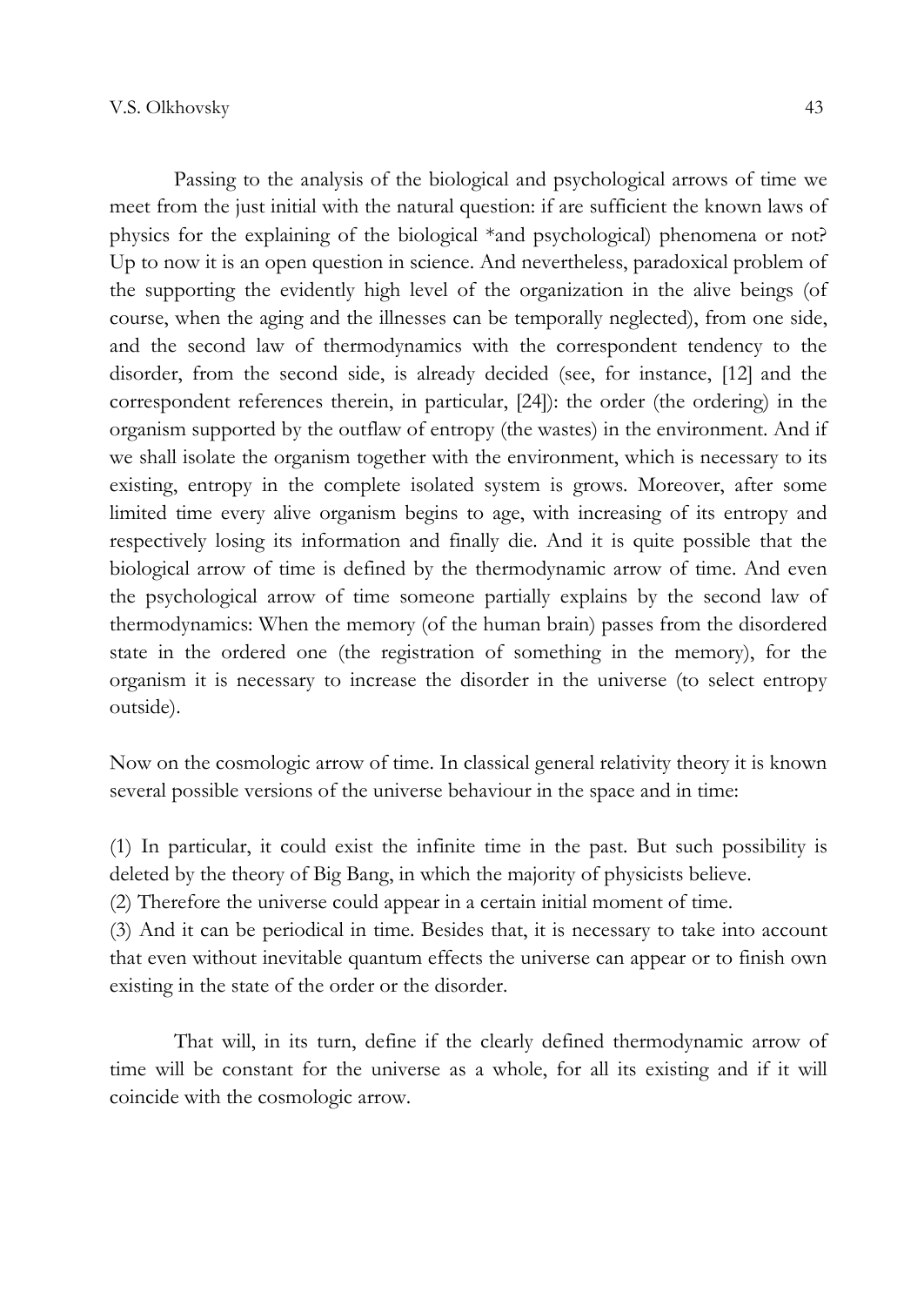Passing to the analysis of the biological and psychological arrows of time we meet from the just initial with the natural question: if are sufficient the known laws of physics for the explaining of the biological *and psychological) phenomena or not? Up to now it is an open question in science. And nevertheless, paradoxical problem of the supporting the evidently high level of the organization in the alive beings (of course, when the aging and the illnesses can be temporally neglected), from one side, and the second law of thermodynamics with the correspondent tendency to the disorder, from the second side, is already decided (see, for instance, [12] and the correspondent references therein, in particular, [24]): the order (the ordering) in the organism supported by the outflaw of entropy (the wastes) in the environment. And if we shall isolate the organism together with the environment, which is necessary to its existing, entropy in the complete isolated system is grows. Moreover, after some limited time every alive organism begins to age, with increasing of its entropy and respectively losing its information and finally die. And it is quite possible that the biological arrow of time is defined by the thermodynamic arrow of time. And even the psychological arrow of time someone partially explains by the second law of thermodynamics: When the memory (of the human brain) passes from the disordered state in the ordered one (the registration of something in the memory), for the organism it is necessary to increase the disorder in the universe (to select entropy outside).

Now on the cosmologic arrow of time. In classical general relativity theory it is known several possible versions of the universe behaviour in the space and in time:

(1) In particular, it could exist the infinite time in the past. But such possibility is deleted by the theory of Big Bang, in which the majority of physicists believe.
(2) Therefore the universe could appear in a certain initial moment of time.
(3) And it can be periodical in time. Besides that, it is necessary to take into account that even without inevitable quantum effects the universe can appear or to finish own existing in the state of the order or the disorder.

That will, in its turn, define if the clearly defined thermodynamic arrow of time will be constant for the universe as a whole, for all its existing and if it will coincide with the cosmologic arrow.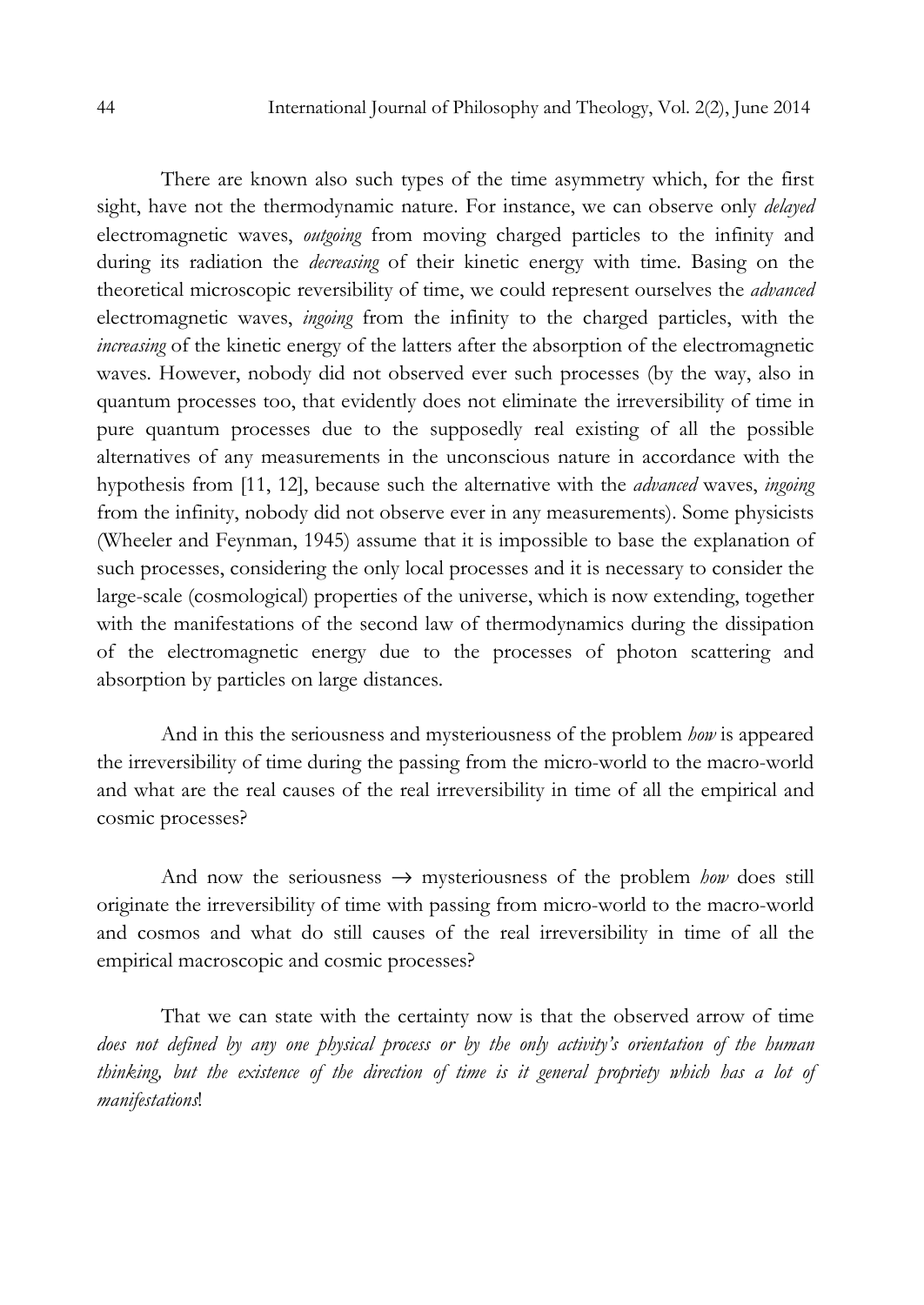There are known also such types of the time asymmetry which, for the first sight, have not the thermodynamic nature. For instance, we can observe only *delayed* electromagnetic waves, *outgoing* from moving charged particles to the infinity and during its radiation the *decreasing* of their kinetic energy with time. Basing on the theoretical microscopic reversibility of time, we could represent ourselves the *advanced* electromagnetic waves, *ingoing* from the infinity to the charged particles, with the *increasing* of the kinetic energy of the latters after the absorption of the electromagnetic waves. However, nobody did not observed ever such processes (by the way, also in quantum processes too, that evidently does not eliminate the irreversibility of time in pure quantum processes due to the supposedly real existing of all the possible alternatives of any measurements in the unconscious nature in accordance with the hypothesis from [11, 12], because such the alternative with the *advanced* waves, *ingoing* from the infinity, nobody did not observe ever in any measurements). Some physicists (Wheeler and Feynman, 1945) assume that it is impossible to base the explanation of such processes, considering the only local processes and it is necessary to consider the large-scale (cosmological) properties of the universe, which is now extending, together with the manifestations of the second law of thermodynamics during the dissipation of the electromagnetic energy due to the processes of photon scattering and absorption by particles on large distances.

And in this the seriousness and mysteriousness of the problem *how* is appeared the irreversibility of time during the passing from the micro-world to the macro-world and what are the real causes of the real irreversibility in time of all the empirical and cosmic processes?

And now the seriousness → mysteriousness of the problem *how* does still originate the irreversibility of time with passing from micro-world to the macro-world and cosmos and what do still causes of the real irreversibility in time of all the empirical macroscopic and cosmic processes?

That we can state with the certainty now is that the observed arrow of time *does not defined by any one physical process or by the only activity's orientation of the human thinking, but the existence of the direction of time is it general propriety which has a lot of manifestations*!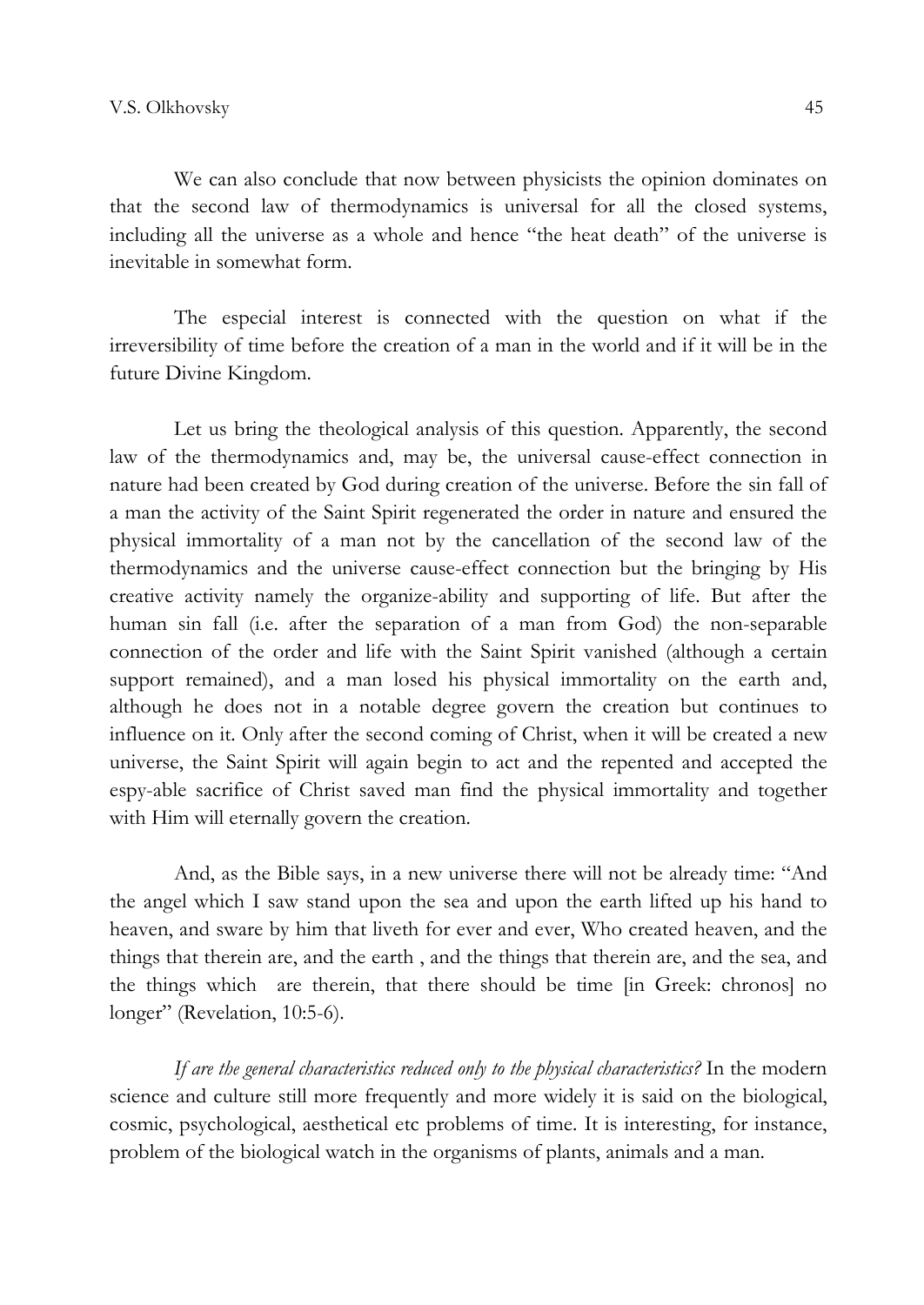We can also conclude that now between physicists the opinion dominates on that the second law of thermodynamics is universal for all the closed systems, including all the universe as a whole and hence "the heat death" of the universe is inevitable in somewhat form.

The especial interest is connected with the question on what if the irreversibility of time before the creation of a man in the world and if it will be in the future Divine Kingdom.

Let us bring the theological analysis of this question. Apparently, the second law of the thermodynamics and, may be, the universal cause-effect connection in nature had been created by God during creation of the universe. Before the sin fall of a man the activity of the Saint Spirit regenerated the order in nature and ensured the physical immortality of a man not by the cancellation of the second law of the thermodynamics and the universe cause-effect connection but the bringing by His creative activity namely the organize-ability and supporting of life. But after the human sin fall (i.e. after the separation of a man from God) the non-separable connection of the order and life with the Saint Spirit vanished (although a certain support remained), and a man losed his physical immortality on the earth and, although he does not in a notable degree govern the creation but continues to influence on it. Only after the second coming of Christ, when it will be created a new universe, the Saint Spirit will again begin to act and the repented and accepted the espy-able sacrifice of Christ saved man find the physical immortality and together with Him will eternally govern the creation.

And, as the Bible says, in a new universe there will not be already time: "And the angel which I saw stand upon the sea and upon the earth lifted up his hand to heaven, and sware by him that liveth for ever and ever, Who created heaven, and the things that therein are, and the earth , and the things that therein are, and the sea, and the things which are therein, that there should be time [in Greek: chronos] no longer" (Revelation, 10:5-6).

*If are the general characteristics reduced only to the physical characteristics?* In the modern science and culture still more frequently and more widely it is said on the biological, cosmic, psychological, aesthetical etc problems of time. It is interesting, for instance, problem of the biological watch in the organisms of plants, animals and a man.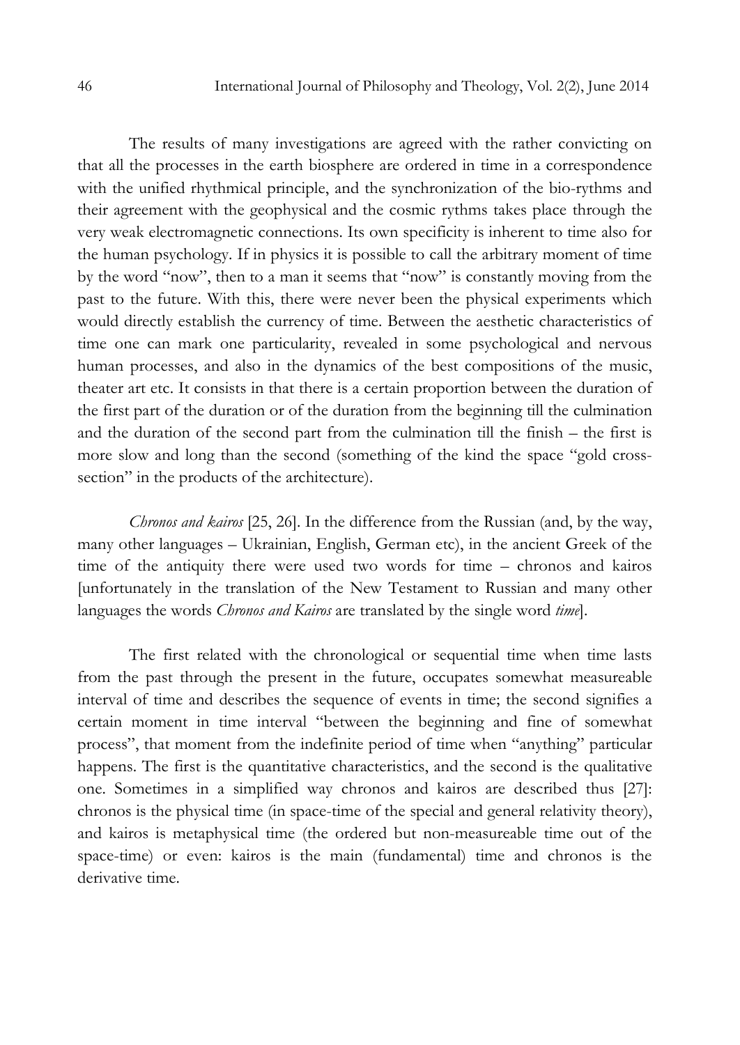The results of many investigations are agreed with the rather convicting on that all the processes in the earth biosphere are ordered in time in a correspondence with the unified rhythmical principle, and the synchronization of the bio-rythms and their agreement with the geophysical and the cosmic rythms takes place through the very weak electromagnetic connections. Its own specificity is inherent to time also for the human psychology. If in physics it is possible to call the arbitrary moment of time by the word "now", then to a man it seems that "now" is constantly moving from the past to the future. With this, there were never been the physical experiments which would directly establish the currency of time. Between the aesthetic characteristics of time one can mark one particularity, revealed in some psychological and nervous human processes, and also in the dynamics of the best compositions of the music, theater art etc. It consists in that there is a certain proportion between the duration of the first part of the duration or of the duration from the beginning till the culmination and the duration of the second part from the culmination till the finish – the first is more slow and long than the second (something of the kind the space "gold cross-section" in the products of the architecture).

*Chronos and kairos* [25, 26]. In the difference from the Russian (and, by the way, many other languages – Ukrainian, English, German etc), in the ancient Greek of the time of the antiquity there were used two words for time – chronos and kairos [unfortunately in the translation of the New Testament to Russian and many other languages the words *Chronos and Kairos* are translated by the single word *time*].

The first related with the chronological or sequential time when time lasts from the past through the present in the future, occupates somewhat measureable interval of time and describes the sequence of events in time; the second signifies a certain moment in time interval "between the beginning and fine of somewhat process", that moment from the indefinite period of time when "anything" particular happens. The first is the quantitative characteristics, and the second is the qualitative one. Sometimes in a simplified way chronos and kairos are described thus [27]: chronos is the physical time (in space-time of the special and general relativity theory), and kairos is metaphysical time (the ordered but non-measureable time out of the space-time) or even: kairos is the main (fundamental) time and chronos is the derivative time.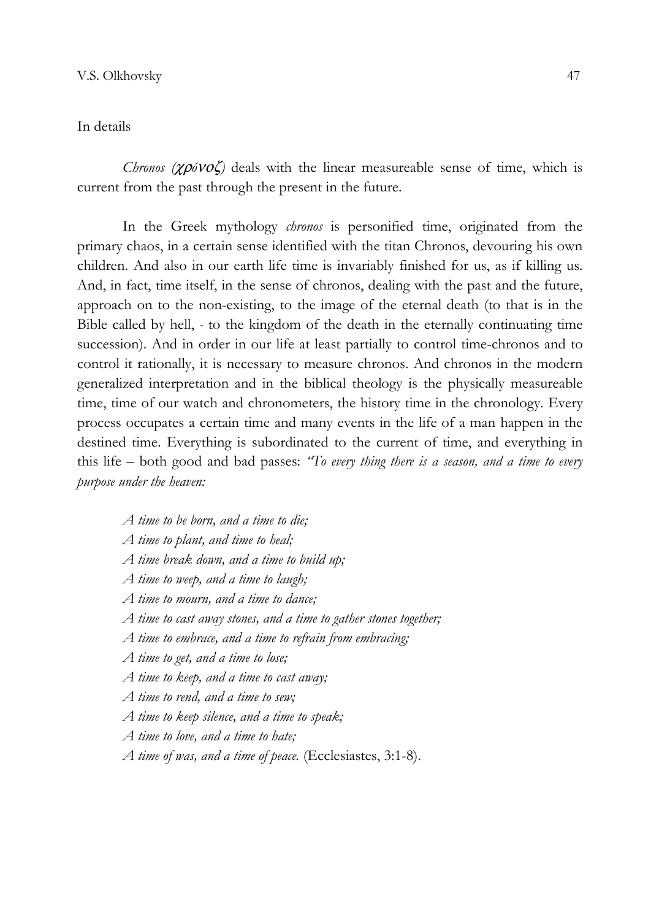In details

*Chronos (χρόνοζ)* deals with the linear measureable sense of time, which is current from the past through the present in the future.

In the Greek mythology *chronos* is personified time, originated from the primary chaos, in a certain sense identified with the titan Chronos, devouring his own children. And also in our earth life time is invariably finished for us, as if killing us. And, in fact, time itself, in the sense of chronos, dealing with the past and the future, approach on to the non-existing, to the image of the eternal death (to that is in the Bible called by hell, - to the kingdom of the death in the eternally continuating time succession). And in order in our life at least partially to control time-chronos and to control it rationally, it is necessary to measure chronos. And chronos in the modern generalized interpretation and in the biblical theology is the physically measureable time, time of our watch and chronometers, the history time in the chronology. Every process occupates a certain time and many events in the life of a man happen in the destined time. Everything is subordinated to the current of time, and everything in this life – both good and bad passes: *"To every thing there is a season, and a time to every purpose under the heaven:*

*A time to be born, and a time to die;*
*A time to plant, and time to heal;*
*A time break down, and a time to build up;*
*A time to weep, and a time to laugh;*
*A time to mourn, and a time to dance;*
*A time to cast away stones, and a time to gather stones together;*
*A time to embrace, and a time to refrain from embracing;*
*A time to get, and a time to lose;*
*A time to keep, and a time to cast away;*
*A time to rend, and a time to sew;*
*A time to keep silence, and a time to speak;*
*A time to love, and a time to hate;*
*A time of was, and a time of peace.* (Ecclesiastes, 3:1-8).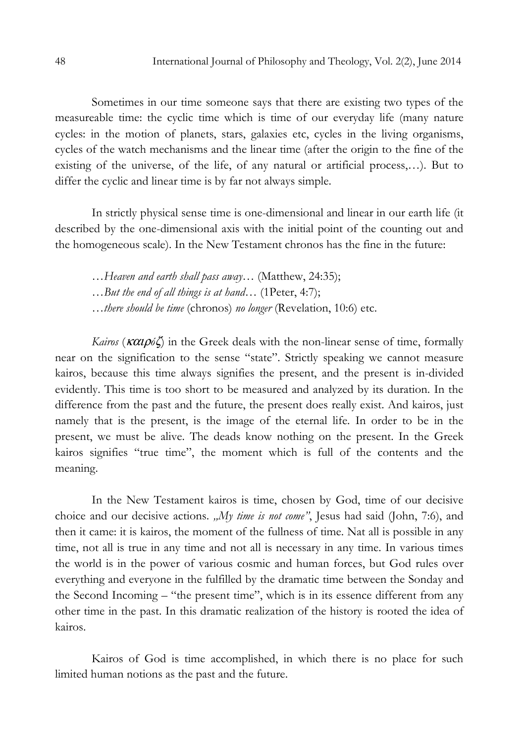Sometimes in our time someone says that there are existing two types of the measureable time: the cyclic time which is time of our everyday life (many nature cycles: in the motion of planets, stars, galaxies etc, cycles in the living organisms, cycles of the watch mechanisms and the linear time (after the origin to the fine of the existing of the universe, of the life, of any natural or artificial process,…). But to differ the cyclic and linear time is by far not always simple.

In strictly physical sense time is one-dimensional and linear in our earth life (it described by the one-dimensional axis with the initial point of the counting out and the homogeneous scale). In the New Testament chronos has the fine in the future:

> …*Heaven and earth shall pass away*… (Matthew, 24:35);
> …*But the end of all things is at hand*… (1Peter, 4:7);
> …*there should be time* (chronos) *no longer* (Revelation, 10:6) etc.

*Kairos* (*καιρός*) in the Greek deals with the non-linear sense of time, formally near on the signification to the sense "state". Strictly speaking we cannot measure kairos, because this time always signifies the present, and the present is in-divided evidently. This time is too short to be measured and analyzed by its duration. In the difference from the past and the future, the present does really exist. And kairos, just namely that is the present, is the image of the eternal life. In order to be in the present, we must be alive. The deads know nothing on the present. In the Greek kairos signifies "true time", the moment which is full of the contents and the meaning.

In the New Testament kairos is time, chosen by God, time of our decisive choice and our decisive actions. *„My time is not come"*, Jesus had said (John, 7:6), and then it came: it is kairos, the moment of the fullness of time. Nat all is possible in any time, not all is true in any time and not all is necessary in any time. In various times the world is in the power of various cosmic and human forces, but God rules over everything and everyone in the fulfilled by the dramatic time between the Sonday and the Second Incoming – "the present time", which is in its essence different from any other time in the past. In this dramatic realization of the history is rooted the idea of kairos.

Kairos of God is time accomplished, in which there is no place for such limited human notions as the past and the future.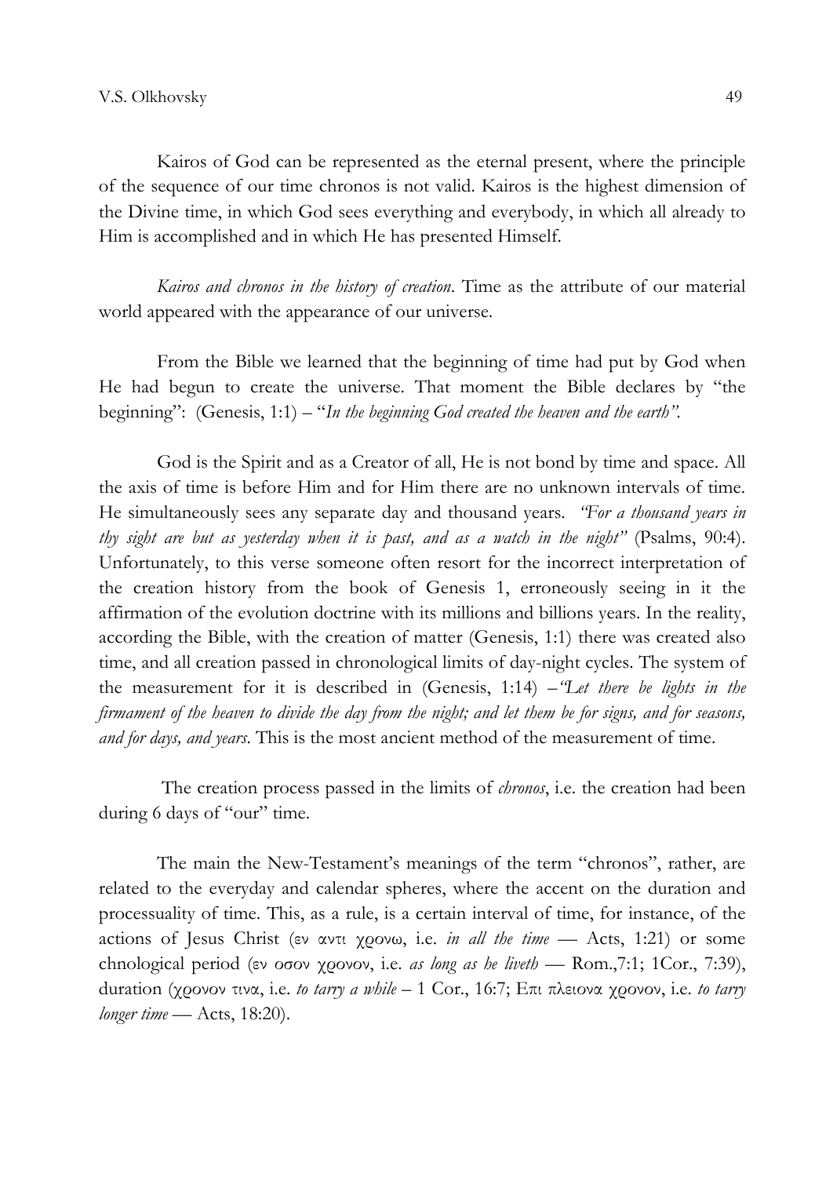Kairos of God can be represented as the eternal present, where the principle of the sequence of our time chronos is not valid. Kairos is the highest dimension of the Divine time, in which God sees everything and everybody, in which all already to Him is accomplished and in which He has presented Himself.

*Kairos and chronos in the history of creation*. Time as the attribute of our material world appeared with the appearance of our universe.

From the Bible we learned that the beginning of time had put by God when He had begun to create the universe. That moment the Bible declares by "the beginning": (Genesis, 1:1) – "*In the beginning God created the heaven and the earth".*

God is the Spirit and as a Creator of all, He is not bond by time and space. All the axis of time is before Him and for Him there are no unknown intervals of time. He simultaneously sees any separate day and thousand years. *"For a thousand years in thy sight are but as yesterday when it is past, and as a watch in the night"* (Psalms, 90:4). Unfortunately, to this verse someone often resort for the incorrect interpretation of the creation history from the book of Genesis 1, erroneously seeing in it the affirmation of the evolution doctrine with its millions and billions years. In the reality, according the Bible, with the creation of matter (Genesis, 1:1) there was created also time, and all creation passed in chronological limits of day-night cycles. The system of the measurement for it is described in (Genesis, 1:14) –*"Let there be lights in the firmament of the heaven to divide the day from the night; and let them be for signs, and for seasons, and for days, and years*. This is the most ancient method of the measurement of time.

The creation process passed in the limits of *chronos*, i.e. the creation had been during 6 days of "our" time.

The main the New-Testament's meanings of the term "chronos", rather, are related to the everyday and calendar spheres, where the accent on the duration and processuality of time. This, as a rule, is a certain interval of time, for instance, of the actions of Jesus Christ (εν αντι χρονω, i.e. *in all the time* — Acts, 1:21) or some chnological period (εν οσον χρονον, i.e. *as long as he liveth* — Rom.,7:1; 1Cor., 7:39), duration (χρονον τινα, i.e. *to tarry a while* – 1 Cor., 16:7; Επι πλειονα χρονον, i.e. *to tarry longer time* — Acts, 18:20).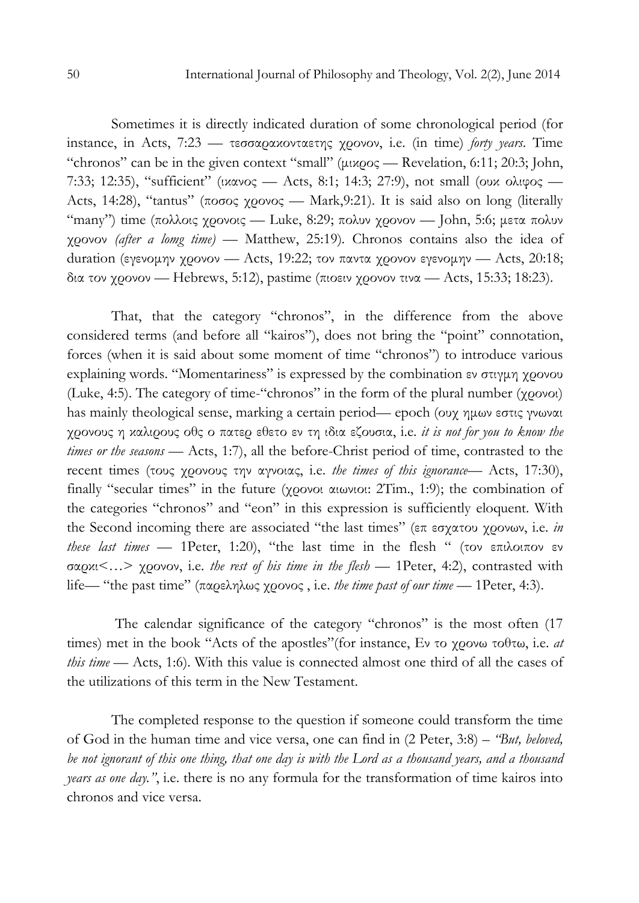Sometimes it is directly indicated duration of some chronological period (for instance, in Acts, 7:23 — τεσσαρακονταετης χρονον, i.e. (in time) *forty years*. Time "chronos" can be in the given context "small" (μικρος — Revelation, 6:11; 20:3; John, 7:33; 12:35), "sufficient" (ικανος — Acts, 8:1; 14:3; 27:9), not small (ουκ ολιφος — Acts, 14:28), "tantus" (ποσος χρονος — Mark,9:21). It is said also on long (literally "many") time (πολλοις χρονοις — Luke, 8:29; πολυν χρονον — John, 5:6; μετα πολυν χρονον *(after a lomg time)* — Matthew, 25:19). Chronos contains also the idea of duration (εγενομην χρονον — Acts, 19:22; τον παντα χρονον εγενομην — Acts, 20:18; δια τον χρονον — Hebrews, 5:12), pastime (πιοειν χρονον τινα — Acts, 15:33; 18:23).

That, that the category "chronos", in the difference from the above considered terms (and before all "kairos"), does not bring the "point" connotation, forces (when it is said about some moment of time "chronos") to introduce various explaining words. "Momentariness" is expressed by the combination εν στιγμη χρονου (Luke, 4:5). The category of time-"chronos" in the form of the plural number (χρονοι) has mainly theological sense, marking a certain period— epoch (ουχ ημων εστις γνωναι χρονους η καλιρους οθς ο πατερ εθετο εν τη ιδια εζουσια, i.e. *it is not for you to know the times or the seasons* — Acts, 1:7), all the before-Christ period of time, contrasted to the recent times (τους χρονους την αγνοιας, i.e. *the times of this ignorance*— Acts, 17:30), finally "secular times" in the future (χρονοι αιωνιοι: 2Tim., 1:9); the combination of the categories "chronos" and "eon" in this expression is sufficiently eloquent. With the Second incoming there are associated "the last times" (επ εσχατου χρονων, i.e. *in these last times* — 1Peter, 1:20), "the last time in the flesh " (τον επιλοιπον εν σαρκι<…> χρονον, i.e. *the rest of his time in the flesh* — 1Peter, 4:2), contrasted with life— "the past time" (παρεληλως χρονος , i.e. *the time past of our time* — 1Peter, 4:3).

The calendar significance of the category "chronos" is the most often (17 times) met in the book "Acts of the apostles"(for instance, Εν το χρονω τοθτω, i.e. *at this time* — Acts, 1:6). With this value is connected almost one third of all the cases of the utilizations of this term in the New Testament.

The completed response to the question if someone could transform the time of God in the human time and vice versa, one can find in (2 Peter, 3:8) – *"But, beloved, be not ignorant of this one thing, that one day is with the Lord as a thousand years, and a thousand years as one day."*, i.e. there is no any formula for the transformation of time kairos into chronos and vice versa.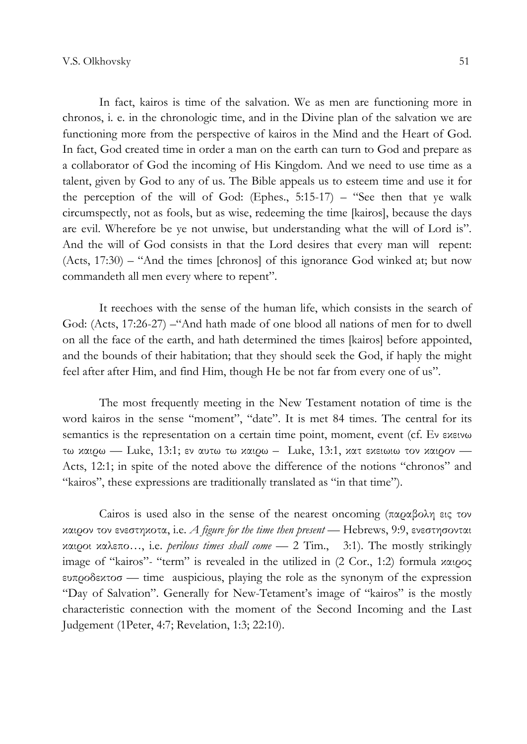In fact, kairos is time of the salvation. We as men are functioning more in chronos, i. e. in the chronologic time, and in the Divine plan of the salvation we are functioning more from the perspective of kairos in the Mind and the Heart of God. In fact, God created time in order a man on the earth can turn to God and prepare as a collaborator of God the incoming of His Kingdom. And we need to use time as a talent, given by God to any of us. The Bible appeals us to esteem time and use it for the perception of the will of God: (Ephes., 5:15-17) – "See then that ye walk circumspectly, not as fools, but as wise, redeeming the time [kairos], because the days are evil. Wherefore be ye not unwise, but understanding what the will of Lord is". And the will of God consists in that the Lord desires that every man will repent: (Acts, 17:30) – "And the times [chronos] of this ignorance God winked at; but now commandeth all men every where to repent".

It reechoes with the sense of the human life, which consists in the search of God: (Acts, 17:26-27) –"And hath made of one blood all nations of men for to dwell on all the face of the earth, and hath determined the times [kairos] before appointed, and the bounds of their habitation; that they should seek the God, if haply the might feel after after Him, and find Him, though He be not far from every one of us".

The most frequently meeting in the New Testament notation of time is the word kairos in the sense "moment", "date". It is met 84 times. The central for its semantics is the representation on a certain time point, moment, event (cf. Eν εκεινω τω καιρω — Luke, 13:1; εν αυτω τω καιρω – Luke, 13:1, κατ εκειωιω τον καιρον — Acts, 12:1; in spite of the noted above the difference of the notions "chronos" and "kairos", these expressions are traditionally translated as "in that time").

Cairos is used also in the sense of the nearest oncoming (παραβολη εις τον καιρον τον ενεστηκοτα, i.e. *A figure for the time then present* — Hebrews, 9:9, ενεστησονται καιροι καλεπο…, i.e. *perilous times shall come* — 2 Tim., 3:1). The mostly strikingly image of "kairos"- "term" is revealed in the utilized in (2 Cor., 1:2) formula καιρος ευπροδεκτοσ — time auspicious, playing the role as the synonym of the expression "Day of Salvation". Generally for New-Tetament's image of "kairos" is the mostly characteristic connection with the moment of the Second Incoming and the Last Judgement (1Peter, 4:7; Revelation, 1:3; 22:10).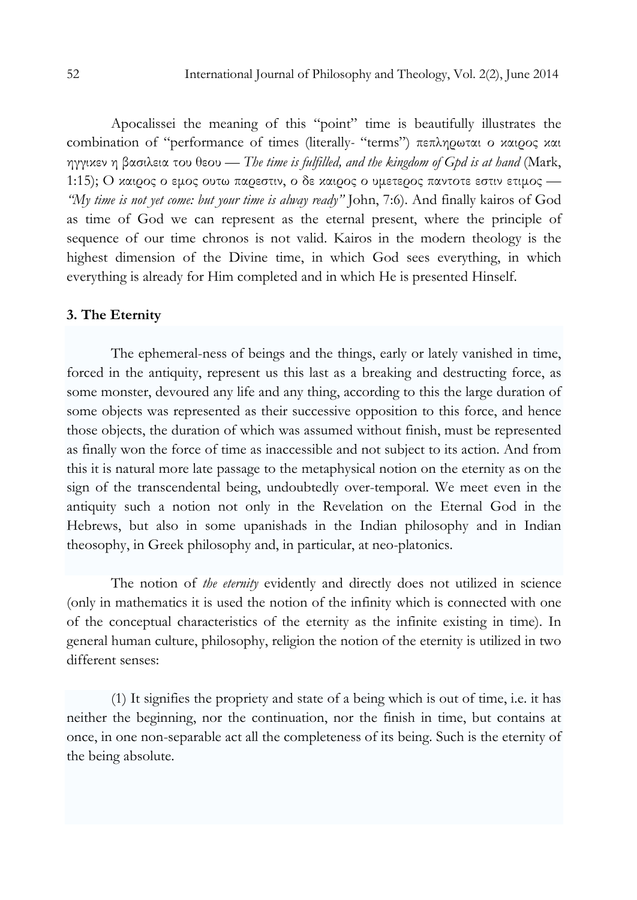Apocalissei the meaning of this "point" time is beautifully illustrates the combination of "performance of times (literally- "terms") πεπληρωται ο καιρος και ηγγικεν η βασιλεια του θεου — *The time is fulfilled, and the kingdom of Gpd is at hand* (Mark, 1:15); Ο καιρος ο εμος ουτω παρεστιν, ο δε καιρος ο υμετερος παντοτε εστιν ετιμος — *"My time is not yet come: but your time is alway ready"* John, 7:6). And finally kairos of God as time of God we can represent as the eternal present, where the principle of sequence of our time chronos is not valid. Kairos in the modern theology is the highest dimension of the Divine time, in which God sees everything, in which everything is already for Him completed and in which He is presented Hinself.

## 3. The Eternity

The ephemeral-ness of beings and the things, early or lately vanished in time, forced in the antiquity, represent us this last as a breaking and destructing force, as some monster, devoured any life and any thing, according to this the large duration of some objects was represented as their successive opposition to this force, and hence those objects, the duration of which was assumed without finish, must be represented as finally won the force of time as inaccessible and not subject to its action. And from this it is natural more late passage to the metaphysical notion on the eternity as on the sign of the transcendental being, undoubtedly over-temporal. We meet even in the antiquity such a notion not only in the Revelation on the Eternal God in the Hebrews, but also in some upanishads in the Indian philosophy and in Indian theosophy, in Greek philosophy and, in particular, at neo-platonics.

The notion of *the eternity* evidently and directly does not utilized in science (only in mathematics it is used the notion of the infinity which is connected with one of the conceptual characteristics of the eternity as the infinite existing in time). In general human culture, philosophy, religion the notion of the eternity is utilized in two different senses:

(1) It signifies the propriety and state of a being which is out of time, i.e. it has neither the beginning, nor the continuation, nor the finish in time, but contains at once, in one non-separable act all the completeness of its being. Such is the eternity of the being absolute.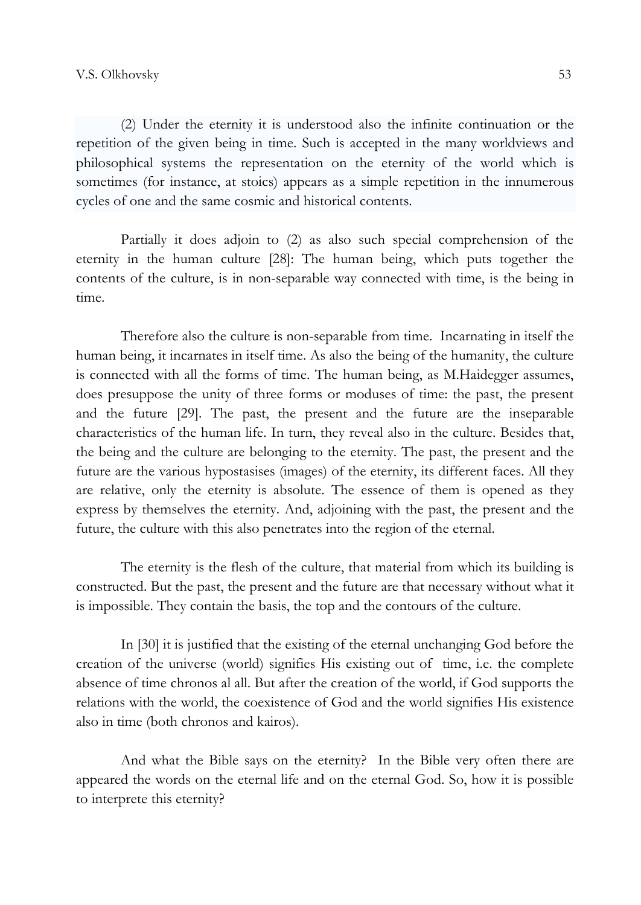(2) Under the eternity it is understood also the infinite continuation or the repetition of the given being in time. Such is accepted in the many worldviews and philosophical systems the representation on the eternity of the world which is sometimes (for instance, at stoics) appears as a simple repetition in the innumerous cycles of one and the same cosmic and historical contents.

Partially it does adjoin to (2) as also such special comprehension of the eternity in the human culture [28]: The human being, which puts together the contents of the culture, is in non-separable way connected with time, is the being in time.

Therefore also the culture is non-separable from time. Incarnating in itself the human being, it incarnates in itself time. As also the being of the humanity, the culture is connected with all the forms of time. The human being, as M.Haidegger assumes, does presuppose the unity of three forms or moduses of time: the past, the present and the future [29]. The past, the present and the future are the inseparable characteristics of the human life. In turn, they reveal also in the culture. Besides that, the being and the culture are belonging to the eternity. The past, the present and the future are the various hypostasises (images) of the eternity, its different faces. All they are relative, only the eternity is absolute. The essence of them is opened as they express by themselves the eternity. And, adjoining with the past, the present and the future, the culture with this also penetrates into the region of the eternal.

The eternity is the flesh of the culture, that material from which its building is constructed. But the past, the present and the future are that necessary without what it is impossible. They contain the basis, the top and the contours of the culture.

In [30] it is justified that the existing of the eternal unchanging God before the creation of the universe (world) signifies His existing out of time, i.e. the complete absence of time chronos al all. But after the creation of the world, if God supports the relations with the world, the coexistence of God and the world signifies His existence also in time (both chronos and kairos).

And what the Bible says on the eternity? In the Bible very often there are appeared the words on the eternal life and on the eternal God. So, how it is possible to interprete this eternity?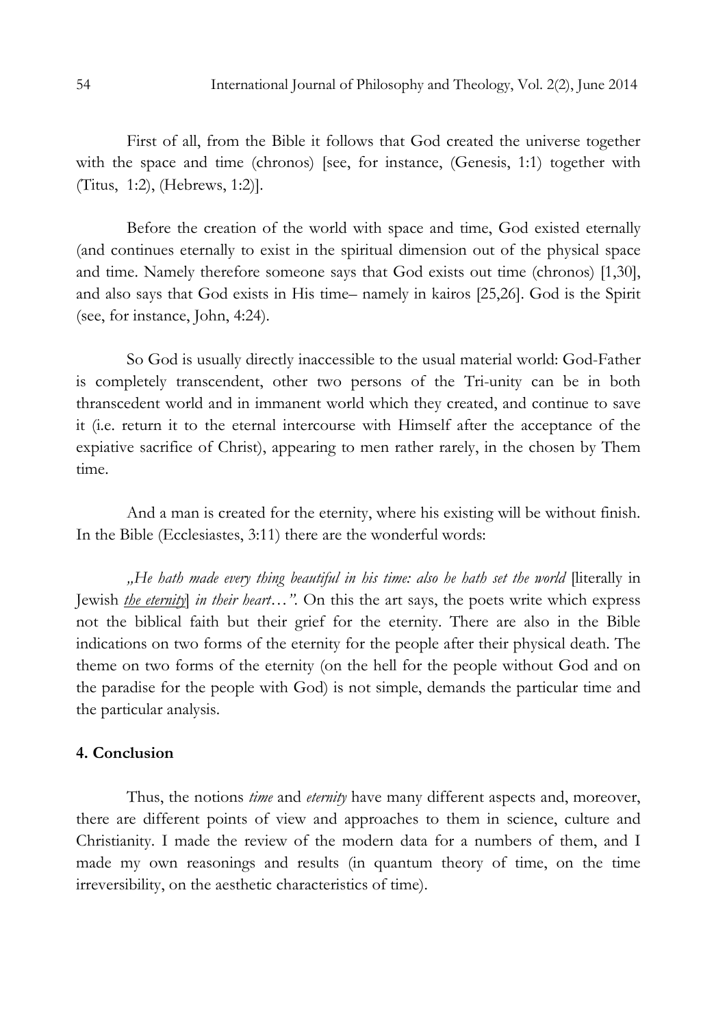First of all, from the Bible it follows that God created the universe together with the space and time (chronos) [see, for instance, (Genesis, 1:1) together with (Titus, 1:2), (Hebrews, 1:2)].

Before the creation of the world with space and time, God existed eternally (and continues eternally to exist in the spiritual dimension out of the physical space and time. Namely therefore someone says that God exists out time (chronos) [1,30], and also says that God exists in His time– namely in kairos [25,26]. God is the Spirit (see, for instance, John, 4:24).

So God is usually directly inaccessible to the usual material world: God-Father is completely transcendent, other two persons of the Tri-unity can be in both thranscedent world and in immanent world which they created, and continue to save it (i.e. return it to the eternal intercourse with Himself after the acceptance of the expiative sacrifice of Christ), appearing to men rather rarely, in the chosen by Them time.

And a man is created for the eternity, where his existing will be without finish. In the Bible (Ecclesiastes, 3:11) there are the wonderful words:

*„He hath made every thing beautiful in his time: also he hath set the world* [literally in Jewish ***the eternity***] *in their heart…".* On this the art says, the poets write which express not the biblical faith but their grief for the eternity. There are also in the Bible indications on two forms of the eternity for the people after their physical death. The theme on two forms of the eternity (on the hell for the people without God and on the paradise for the people with God) is not simple, demands the particular time and the particular analysis.

## 4. Conclusion

Thus, the notions *time* and *eternity* have many different aspects and, moreover, there are different points of view and approaches to them in science, culture and Christianity. I made the review of the modern data for a numbers of them, and I made my own reasonings and results (in quantum theory of time, on the time irreversibility, on the aesthetic characteristics of time).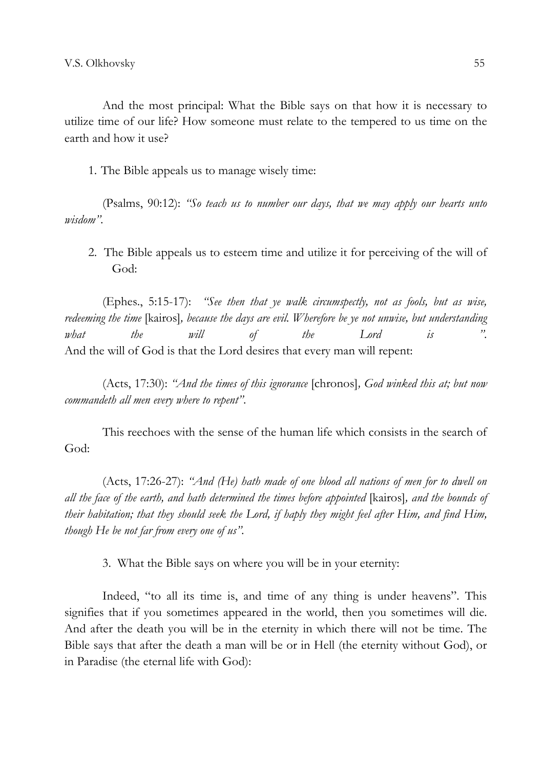And the most principal: What the Bible says on that how it is necessary to utilize time of our life? How someone must relate to the tempered to us time on the earth and how it use?

1. The Bible appeals us to manage wisely time:

(Psalms, 90:12): *"So teach us to number our days, that we may apply our hearts unto wisdom".*

2. The Bible appeals us to esteem time and utilize it for perceiving of the will of God:

(Ephes., 5:15-17): *"See then that ye walk circumspectly, not as fools, but as wise, redeeming the time* [kairos]*, because the days are evil. Wherefore be ye not unwise, but understanding what the will of the Lord is ".*
And the will of God is that the Lord desires that every man will repent:

(Acts, 17:30): *"And the times of this ignorance* [chronos]*, God winked this at; but now commandeth all men every where to repent".*

This reechoes with the sense of the human life which consists in the search of God:

(Acts, 17:26-27): *"And (He) hath made of one blood all nations of men for to dwell on all the face of the earth, and hath determined the times before appointed* [kairos]*, and the bounds of their habitation; that they should seek the Lord, if haply they might feel after Him, and find Him, though He be not far from every one of us".*

3. What the Bible says on where you will be in your eternity:

Indeed, "to all its time is, and time of any thing is under heavens". This signifies that if you sometimes appeared in the world, then you sometimes will die. And after the death you will be in the eternity in which there will not be time. The Bible says that after the death a man will be or in Hell (the eternity without God), or in Paradise (the eternal life with God):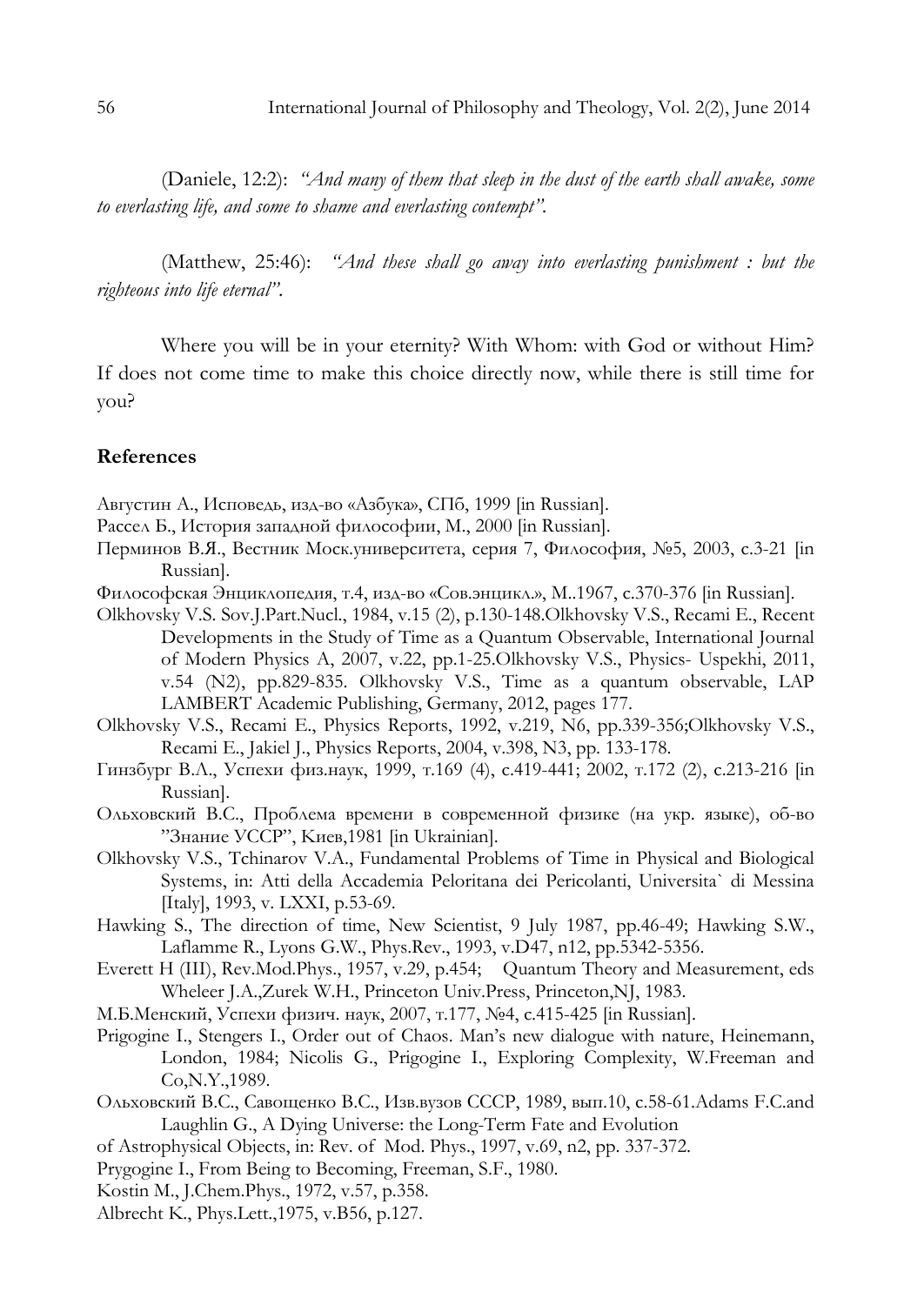(Daniele, 12:2): *"And many of them that sleep in the dust of the earth shall awake, some to everlasting life, and some to shame and everlasting contempt".*

(Matthew, 25:46): *"And these shall go away into everlasting punishment : but the righteous into life eternal".*

Where you will be in your eternity? With Whom: with God or without Him? If does not come time to make this choice directly now, while there is still time for you?

## References

Августин А., Исповедь, изд-во «Азбука», СПб, 1999 [in Russian].

Рассел Б., История западной философии, М., 2000 [in Russian].

Перминов В.Я., Вестник Моск.университета, серия 7, Философия, №5, 2003, с.3-21 [in Russian].

Философская Энциклопедия, т.4, изд-во «Сов.энцикл.», М..1967, с.370-376 [in Russian].

Olkhovsky V.S. Sov.J.Part.Nucl., 1984, v.15 (2), p.130-148.Olkhovsky V.S., Recami E., Recent Developments in the Study of Time as a Quantum Observable, International Journal of Modern Physics A, 2007, v.22, pp.1-25.Olkhovsky V.S., Physics- Uspekhi, 2011, v.54 (N2), pp.829-835. Olkhovsky V.S., Time as a quantum observable, LAP LAMBERT Academic Publishing, Germany, 2012, pages 177.

Olkhovsky V.S., Recami E., Physics Reports, 1992, v.219, N6, pp.339-356;Olkhovsky V.S., Recami E., Jakiel J., Physics Reports, 2004, v.398, N3, pp. 133-178.

Гинзбург В.Л., Успехи физ.наук, 1999, т.169 (4), с.419-441; 2002, т.172 (2), с.213-216 [in Russian].

Ольховский В.С., Проблема времени в современной физике (на укр. языке), об-во "Знание УССР", Киев,1981 [in Ukrainian].

Olkhovsky V.S., Tchinarov V.A., Fundamental Problems of Time in Physical and Biological Systems, in: Atti della Accademia Peloritana dei Pericolanti, Universita` di Messina [Italy], 1993, v. LXXI, p.53-69.

Hawking S., The direction of time, New Scientist, 9 July 1987, pp.46-49; Hawking S.W., Laflamme R., Lyons G.W., Phys.Rev., 1993, v.D47, n12, pp.5342-5356.

Everett H (III), Rev.Mod.Phys., 1957, v.29, p.454; Quantum Theory and Measurement, eds Wheleer J.A.,Zurek W.H., Princeton Univ.Press, Princeton,NJ, 1983.

М.Б.Менский, Успехи физич. наук, 2007, т.177, №4, с.415-425 [in Russian].

Prigogine I., Stengers I., Order out of Chaos. Man's new dialogue with nature, Heinemann, London, 1984; Nicolis G., Prigogine I., Exploring Complexity, W.Freeman and Co,N.Y.,1989.

Ольховский В.С., Савощенко В.С., Изв.вузов СССР, 1989, вып.10, с.58-61.Adams F.C.and Laughlin G., A Dying Universe: the Long-Term Fate and Evolution of Astrophysical Objects, in: Rev. of Mod. Phys., 1997, v.69, n2, pp. 337-372.

Prygogine I., From Being to Becoming, Freeman, S.F., 1980.

Kostin M., J.Chem.Phys., 1972, v.57, p.358.

Albrecht K., Phys.Lett.,1975, v.B56, p.127.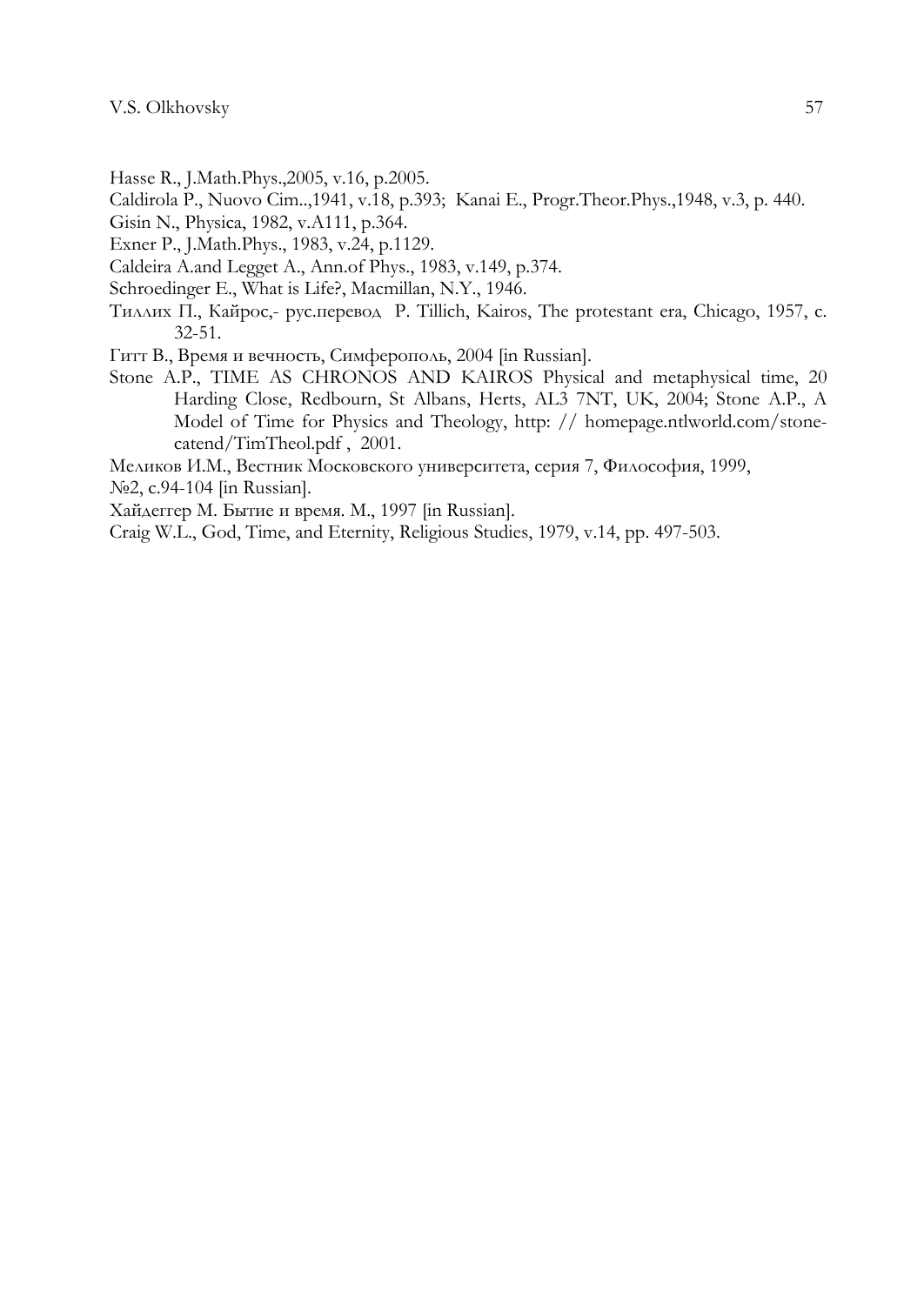Hasse R., J.Math.Phys.,2005, v.16, p.2005.

Caldirola P., Nuovo Cim..,1941, v.18, p.393; Kanai E., Progr.Theor.Phys.,1948, v.3, p. 440.

Gisin N., Physica, 1982, v.A111, p.364.

Exner P., J.Math.Phys., 1983, v.24, p.1129.

Caldeira A.and Legget A., Ann.of Phys., 1983, v.149, p.374.

Schroedinger E., What is Life?, Macmillan, N.Y., 1946.

Тиллих П., Кайрос,- рус.перевод P. Tillich, Kairos, The protestant era, Chicago, 1957, с. 32-51.

Гитт В., Время и вечность, Симферополь, 2004 [in Russian].

Stone A.P., TIME AS CHRONOS AND KAIROS Physical and metaphysical time, 20 Harding Close, Redbourn, St Albans, Herts, AL3 7NT, UK, 2004; Stone A.P., A Model of Time for Physics and Theology, http: // homepage.ntlworld.com/stone-catend/TimTheol.pdf , 2001.

Меликов И.М., Вестник Московского университета, серия 7, Философия, 1999,
№2, с.94-104 [in Russian].

Хайдеггер М. Бытие и время. М., 1997 [in Russian].

Craig W.L., God, Time, and Eternity, Religious Studies, 1979, v.14, pp. 497-503.